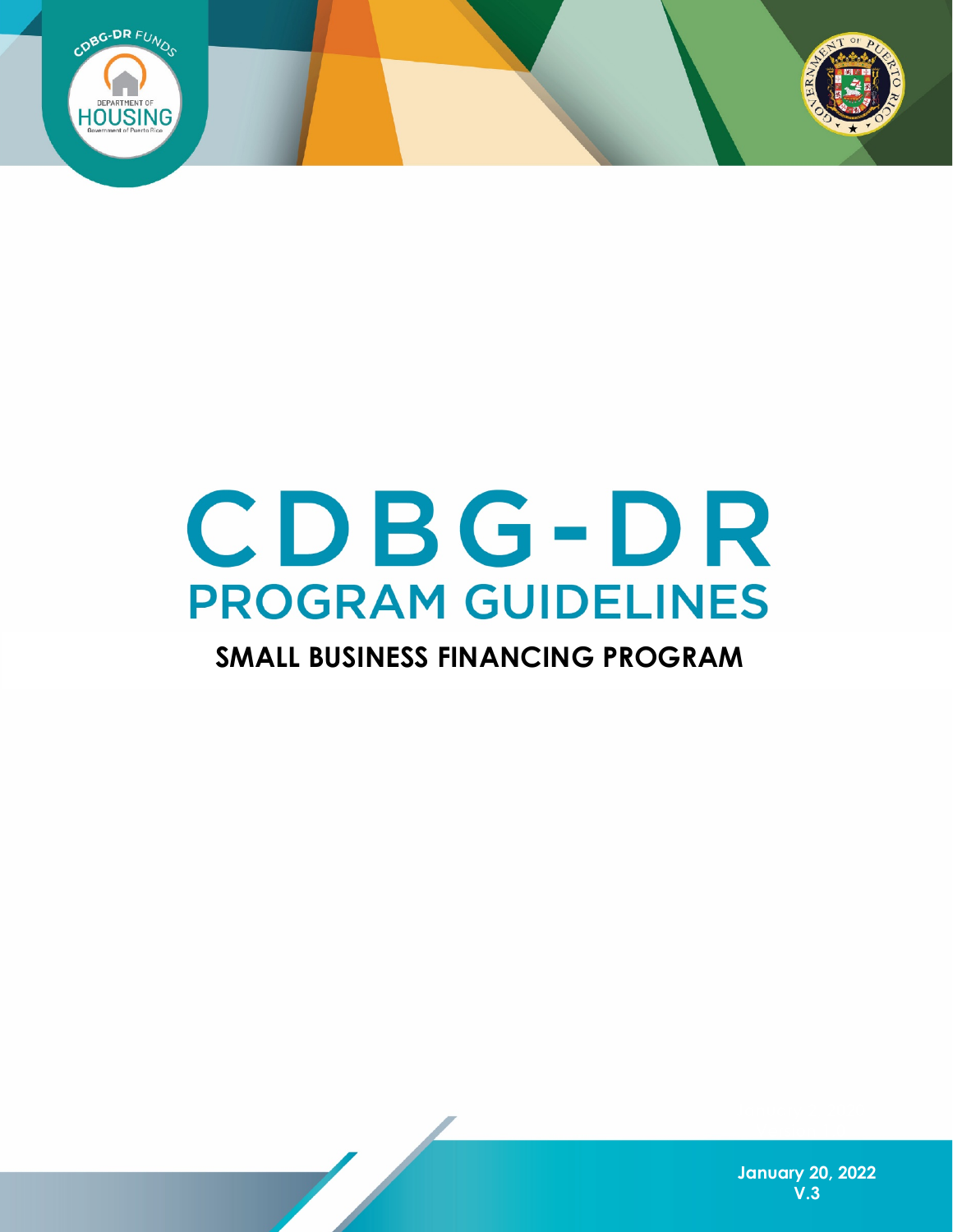# CDBG-DR

## PROGRAM GUIDELINES

### SMALL BUSINESS FINANCING PROGRAM

January 20, 2022
V.3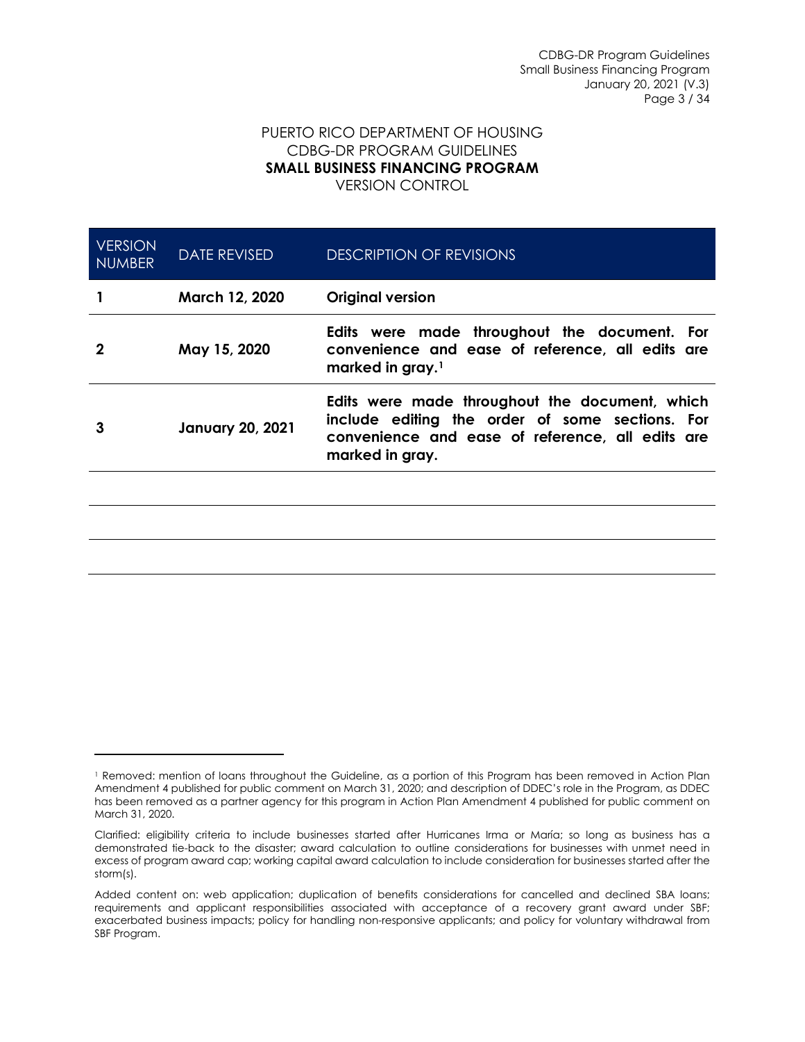PUERTO RICO DEPARTMENT OF HOUSING
CDBG-DR PROGRAM GUIDELINES
**SMALL BUSINESS FINANCING PROGRAM**
VERSION CONTROL

| VERSION NUMBER | DATE REVISED | DESCRIPTION OF REVISIONS |
|---|---|---|
| **1** | **March 12, 2020** | **Original version** |
| **2** | **May 15, 2020** | **Edits were made throughout the document. For convenience and ease of reference, all edits are marked in gray.[1]** |
| **3** | **January 20, 2021** | **Edits were made throughout the document, which include editing the order of some sections. For convenience and ease of reference, all edits are marked in gray.** |
| | | |
| | | |
| | | |

[1] Removed: mention of loans throughout the Guideline, as a portion of this Program has been removed in Action Plan Amendment 4 published for public comment on March 31, 2020; and description of DDEC's role in the Program, as DDEC has been removed as a partner agency for this program in Action Plan Amendment 4 published for public comment on March 31, 2020.

Clarified: eligibility criteria to include businesses started after Hurricanes Irma or María; so long as business has a demonstrated tie-back to the disaster; award calculation to outline considerations for businesses with unmet need in excess of program award cap; working capital award calculation to include consideration for businesses started after the storm(s).

Added content on: web application; duplication of benefits considerations for cancelled and declined SBA loans; requirements and applicant responsibilities associated with acceptance of a recovery grant award under SBF; exacerbated business impacts; policy for handling non-responsive applicants; and policy for voluntary withdrawal from SBF Program.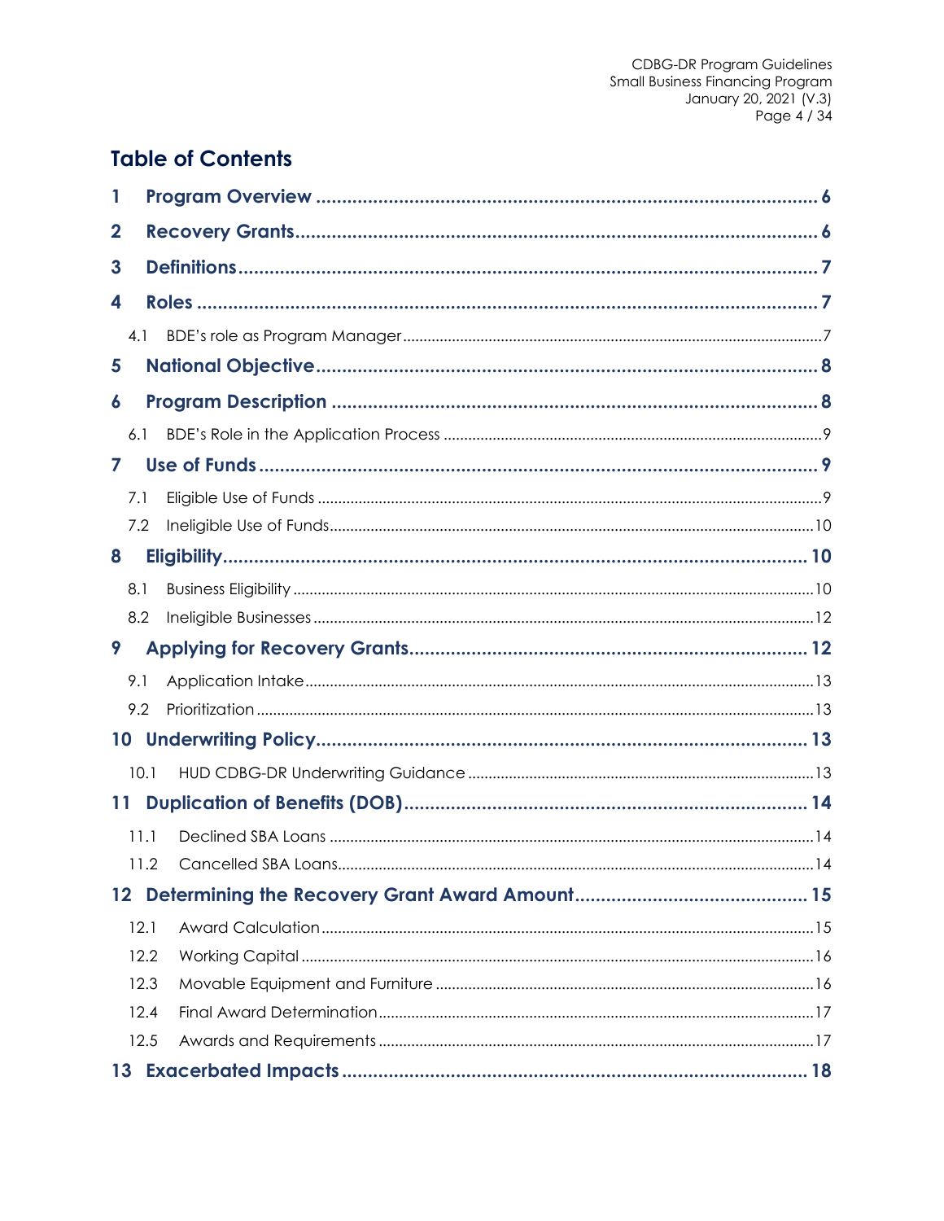# Table of Contents

1 Program Overview ........................................................................................ 6

2 Recovery Grants ........................................................................................... 6

3 Definitions ..................................................................................................... 7

4 Roles ............................................................................................................. 7

4.1 BDE's role as Program Manager ............................................................... 7

5 National Objective ........................................................................................ 8

6 Program Description ..................................................................................... 8

6.1 BDE's Role in the Application Process ...................................................... 9

7 Use of Funds ................................................................................................. 9

7.1 Eligible Use of Funds .................................................................................. 9

7.2 Ineligible Use of Funds ............................................................................. 10

8 Eligibility ...................................................................................................... 10

8.1 Business Eligibility ..................................................................................... 10

8.2 Ineligible Businesses ................................................................................ 12

9 Applying for Recovery Grants .................................................................... 12

9.1 Application Intake .................................................................................... 13

9.2 Prioritization ............................................................................................. 13

10 Underwriting Policy .................................................................................... 13

10.1 HUD CDBG-DR Underwriting Guidance ................................................ 13

11 Duplication of Benefits (DOB) .................................................................... 14

11.1 Declined SBA Loans ................................................................................ 14

11.2 Cancelled SBA Loans .............................................................................. 14

12 Determining the Recovery Grant Award Amount ..................................... 15

12.1 Award Calculation .................................................................................. 15

12.2 Working Capital ...................................................................................... 16

12.3 Movable Equipment and Furniture ......................................................... 16

12.4 Final Award Determination ..................................................................... 17

12.5 Awards and Requirements ..................................................................... 17

13 Exacerbated Impacts .................................................................................. 18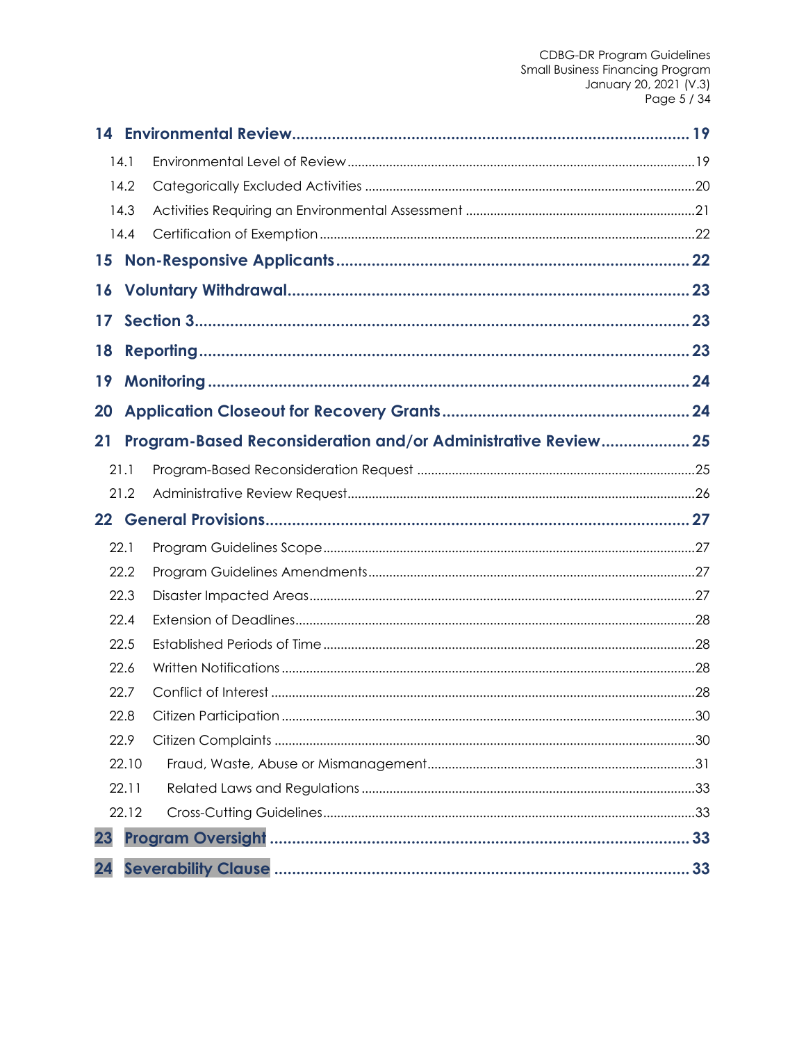**14 Environmental Review** ........ 19

- 14.1 Environmental Level of Review ........ 19
- 14.2 Categorically Excluded Activities ........ 20
- 14.3 Activities Requiring an Environmental Assessment ........ 21
- 14.4 Certification of Exemption ........ 22

**15 Non-Responsive Applicants** ........ 22

**16 Voluntary Withdrawal** ........ 23

**17 Section 3** ........ 23

**18 Reporting** ........ 23

**19 Monitoring** ........ 24

**20 Application Closeout for Recovery Grants** ........ 24

**21 Program-Based Reconsideration and/or Administrative Review** ........ 25

- 21.1 Program-Based Reconsideration Request ........ 25
- 21.2 Administrative Review Request ........ 26

**22 General Provisions** ........ 27

- 22.1 Program Guidelines Scope ........ 27
- 22.2 Program Guidelines Amendments ........ 27
- 22.3 Disaster Impacted Areas ........ 27
- 22.4 Extension of Deadlines ........ 28
- 22.5 Established Periods of Time ........ 28
- 22.6 Written Notifications ........ 28
- 22.7 Conflict of Interest ........ 28
- 22.8 Citizen Participation ........ 30
- 22.9 Citizen Complaints ........ 30
- 22.10 Fraud, Waste, Abuse or Mismanagement ........ 31
- 22.11 Related Laws and Regulations ........ 33
- 22.12 Cross-Cutting Guidelines ........ 33

**23 Program Oversight** ........ 33

**24 Severability Clause** ........ 33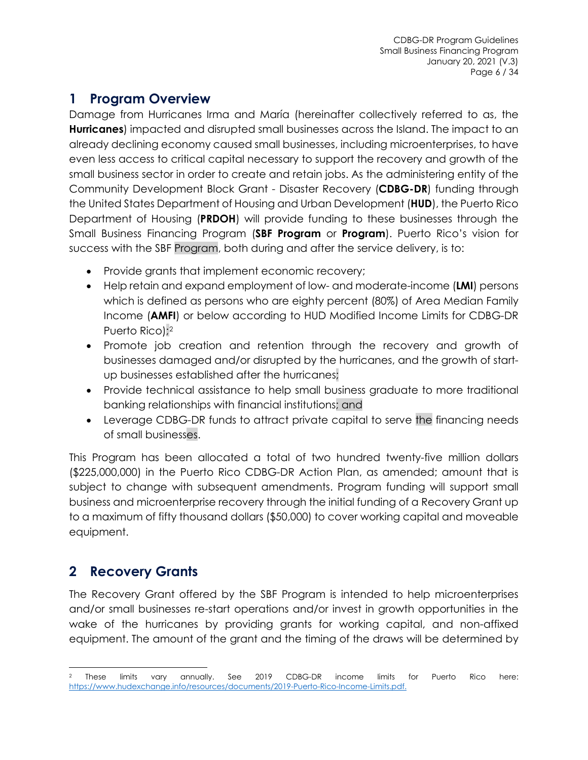# 1 Program Overview

Damage from Hurricanes Irma and María (hereinafter collectively referred to as, the **Hurricanes**) impacted and disrupted small businesses across the Island. The impact to an already declining economy caused small businesses, including microenterprises, to have even less access to critical capital necessary to support the recovery and growth of the small business sector in order to create and retain jobs. As the administering entity of the Community Development Block Grant - Disaster Recovery (**CDBG-DR**) funding through the United States Department of Housing and Urban Development (**HUD**), the Puerto Rico Department of Housing (**PRDOH**) will provide funding to these businesses through the Small Business Financing Program (**SBF Program** or **Program**). Puerto Rico's vision for success with the SBF Program, both during and after the service delivery, is to:

- Provide grants that implement economic recovery;
- Help retain and expand employment of low- and moderate-income (**LMI**) persons which is defined as persons who are eighty percent (80%) of Area Median Family Income (**AMFI**) or below according to HUD Modified Income Limits for CDBG-DR Puerto Rico);[2]
- Promote job creation and retention through the recovery and growth of businesses damaged and/or disrupted by the hurricanes, and the growth of start-up businesses established after the hurricanes;
- Provide technical assistance to help small business graduate to more traditional banking relationships with financial institutions; and
- Leverage CDBG-DR funds to attract private capital to serve the financing needs of small businesses.

This Program has been allocated a total of two hundred twenty-five million dollars ($225,000,000) in the Puerto Rico CDBG-DR Action Plan, as amended; amount that is subject to change with subsequent amendments. Program funding will support small business and microenterprise recovery through the initial funding of a Recovery Grant up to a maximum of fifty thousand dollars ($50,000) to cover working capital and moveable equipment.

# 2 Recovery Grants

The Recovery Grant offered by the SBF Program is intended to help microenterprises and/or small businesses re-start operations and/or invest in growth opportunities in the wake of the hurricanes by providing grants for working capital, and non-affixed equipment. The amount of the grant and the timing of the draws will be determined by

[2] These limits vary annually. See 2019 CDBG-DR income limits for Puerto Rico here: https://www.hudexchange.info/resources/documents/2019-Puerto-Rico-Income-Limits.pdf.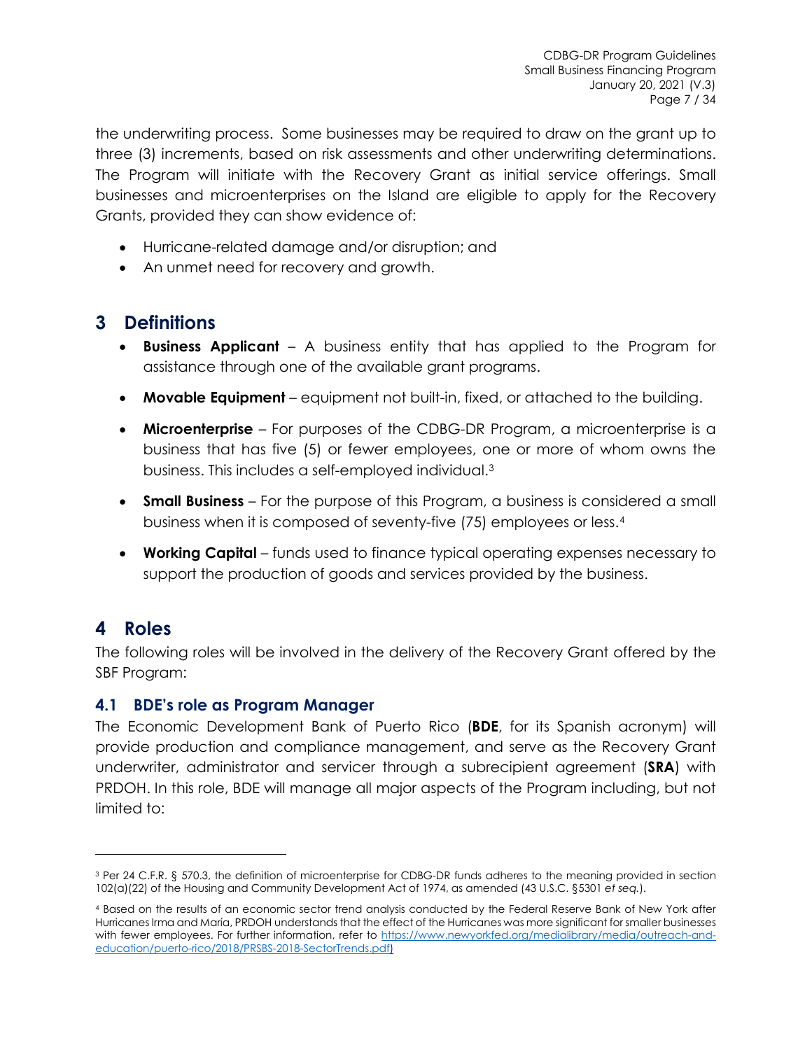the underwriting process. Some businesses may be required to draw on the grant up to three (3) increments, based on risk assessments and other underwriting determinations. The Program will initiate with the Recovery Grant as initial service offerings. Small businesses and microenterprises on the Island are eligible to apply for the Recovery Grants, provided they can show evidence of:

- Hurricane-related damage and/or disruption; and
- An unmet need for recovery and growth.

# 3 Definitions

- **Business Applicant** – A business entity that has applied to the Program for assistance through one of the available grant programs.
- **Movable Equipment** – equipment not built-in, fixed, or attached to the building.
- **Microenterprise** – For purposes of the CDBG-DR Program, a microenterprise is a business that has five (5) or fewer employees, one or more of whom owns the business. This includes a self-employed individual.[3]
- **Small Business** – For the purpose of this Program, a business is considered a small business when it is composed of seventy-five (75) employees or less.[4]
- **Working Capital** – funds used to finance typical operating expenses necessary to support the production of goods and services provided by the business.

# 4 Roles

The following roles will be involved in the delivery of the Recovery Grant offered by the SBF Program:

## 4.1 BDE's role as Program Manager

The Economic Development Bank of Puerto Rico (**BDE**, for its Spanish acronym) will provide production and compliance management, and serve as the Recovery Grant underwriter, administrator and servicer through a subrecipient agreement (**SRA**) with PRDOH. In this role, BDE will manage all major aspects of the Program including, but not limited to:

---

[3] Per 24 C.F.R. § 570.3, the definition of microenterprise for CDBG-DR funds adheres to the meaning provided in section 102(a)(22) of the Housing and Community Development Act of 1974, as amended (43 U.S.C. §5301 *et seq.*).

[4] Based on the results of an economic sector trend analysis conducted by the Federal Reserve Bank of New York after Hurricanes Irma and María, PRDOH understands that the effect of the Hurricanes was more significant for smaller businesses with fewer employees. For further information, refer to https://www.newyorkfed.org/medialibrary/media/outreach-and-education/puerto-rico/2018/PRSBS-2018-SectorTrends.pdf)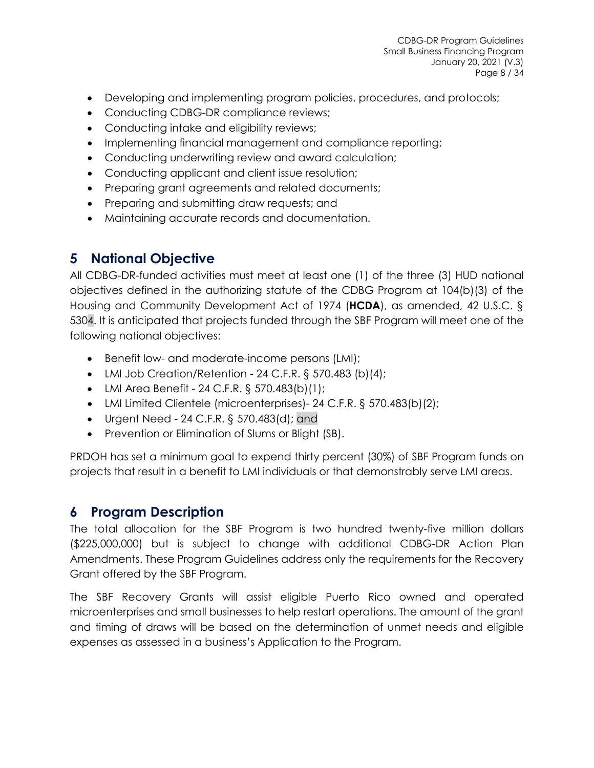- Developing and implementing program policies, procedures, and protocols;
- Conducting CDBG-DR compliance reviews;
- Conducting intake and eligibility reviews;
- Implementing financial management and compliance reporting;
- Conducting underwriting review and award calculation;
- Conducting applicant and client issue resolution;
- Preparing grant agreements and related documents;
- Preparing and submitting draw requests; and
- Maintaining accurate records and documentation.

## 5 National Objective

All CDBG-DR-funded activities must meet at least one (1) of the three (3) HUD national objectives defined in the authorizing statute of the CDBG Program at 104(b)(3) of the Housing and Community Development Act of 1974 (**HCDA**), as amended, 42 U.S.C. § 5304. It is anticipated that projects funded through the SBF Program will meet one of the following national objectives:

- Benefit low- and moderate-income persons (LMI);
- LMI Job Creation/Retention - 24 C.F.R. § 570.483 (b)(4);
- LMI Area Benefit - 24 C.F.R. § 570.483(b)(1);
- LMI Limited Clientele (microenterprises)- 24 C.F.R. § 570.483(b)(2);
- Urgent Need - 24 C.F.R. § 570.483(d); and
- Prevention or Elimination of Slums or Blight (SB).

PRDOH has set a minimum goal to expend thirty percent (30%) of SBF Program funds on projects that result in a benefit to LMI individuals or that demonstrably serve LMI areas.

## 6 Program Description

The total allocation for the SBF Program is two hundred twenty-five million dollars ($225,000,000) but is subject to change with additional CDBG-DR Action Plan Amendments. These Program Guidelines address only the requirements for the Recovery Grant offered by the SBF Program.

The SBF Recovery Grants will assist eligible Puerto Rico owned and operated microenterprises and small businesses to help restart operations. The amount of the grant and timing of draws will be based on the determination of unmet needs and eligible expenses as assessed in a business's Application to the Program.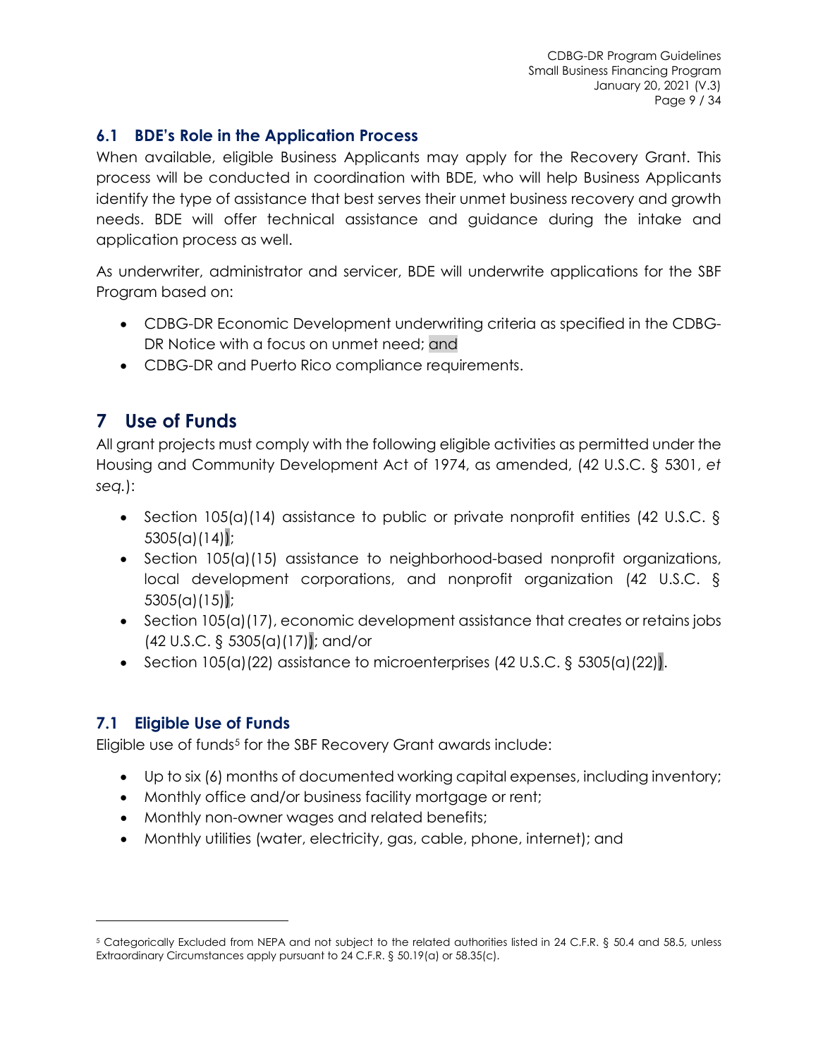## 6.1 BDE's Role in the Application Process

When available, eligible Business Applicants may apply for the Recovery Grant. This process will be conducted in coordination with BDE, who will help Business Applicants identify the type of assistance that best serves their unmet business recovery and growth needs. BDE will offer technical assistance and guidance during the intake and application process as well.

As underwriter, administrator and servicer, BDE will underwrite applications for the SBF Program based on:

- CDBG-DR Economic Development underwriting criteria as specified in the CDBG-DR Notice with a focus on unmet need; and
- CDBG-DR and Puerto Rico compliance requirements.

# 7 Use of Funds

All grant projects must comply with the following eligible activities as permitted under the Housing and Community Development Act of 1974, as amended, (42 U.S.C. § 5301, *et seq.*):

- Section 105(a)(14) assistance to public or private nonprofit entities (42 U.S.C. § 5305(a)(14));
- Section 105(a)(15) assistance to neighborhood-based nonprofit organizations, local development corporations, and nonprofit organization (42 U.S.C. § 5305(a)(15));
- Section 105(a)(17), economic development assistance that creates or retains jobs (42 U.S.C. § 5305(a)(17)); and/or
- Section 105(a)(22) assistance to microenterprises (42 U.S.C. § 5305(a)(22)).

## 7.1 Eligible Use of Funds

Eligible use of funds[5] for the SBF Recovery Grant awards include:

- Up to six (6) months of documented working capital expenses, including inventory;
- Monthly office and/or business facility mortgage or rent;
- Monthly non-owner wages and related benefits;
- Monthly utilities (water, electricity, gas, cable, phone, internet); and

[5] Categorically Excluded from NEPA and not subject to the related authorities listed in 24 C.F.R. § 50.4 and 58.5, unless Extraordinary Circumstances apply pursuant to 24 C.F.R. § 50.19(a) or 58.35(c).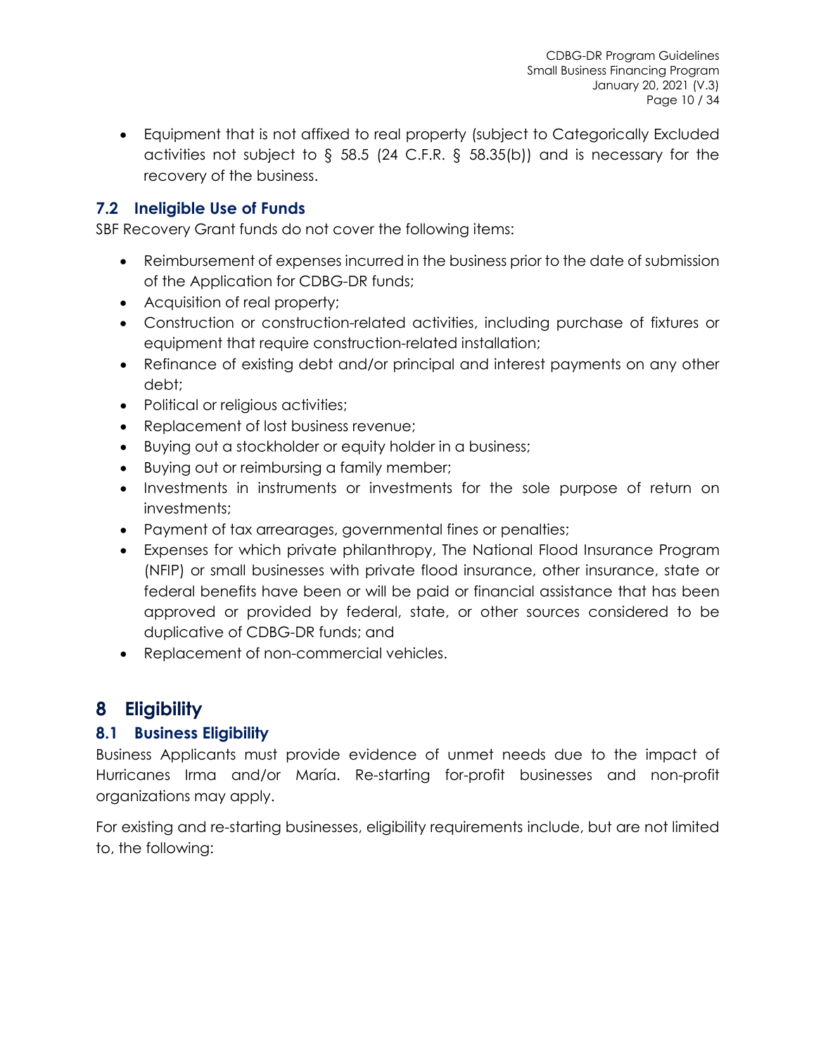- Equipment that is not affixed to real property (subject to Categorically Excluded activities not subject to § 58.5 (24 C.F.R. § 58.35(b)) and is necessary for the recovery of the business.

## 7.2 Ineligible Use of Funds

SBF Recovery Grant funds do not cover the following items:

- Reimbursement of expenses incurred in the business prior to the date of submission of the Application for CDBG-DR funds;
- Acquisition of real property;
- Construction or construction-related activities, including purchase of fixtures or equipment that require construction-related installation;
- Refinance of existing debt and/or principal and interest payments on any other debt;
- Political or religious activities;
- Replacement of lost business revenue;
- Buying out a stockholder or equity holder in a business;
- Buying out or reimbursing a family member;
- Investments in instruments or investments for the sole purpose of return on investments;
- Payment of tax arrearages, governmental fines or penalties;
- Expenses for which private philanthropy, The National Flood Insurance Program (NFIP) or small businesses with private flood insurance, other insurance, state or federal benefits have been or will be paid or financial assistance that has been approved or provided by federal, state, or other sources considered to be duplicative of CDBG-DR funds; and
- Replacement of non-commercial vehicles.

# 8 Eligibility

## 8.1 Business Eligibility

Business Applicants must provide evidence of unmet needs due to the impact of Hurricanes Irma and/or María. Re-starting for-profit businesses and non-profit organizations may apply.

For existing and re-starting businesses, eligibility requirements include, but are not limited to, the following: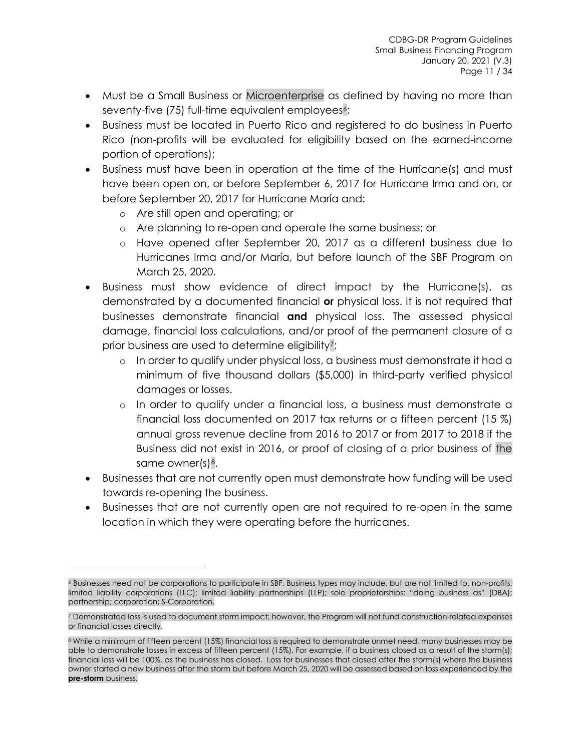- Must be a Small Business or Microenterprise as defined by having no more than seventy-five (75) full-time equivalent employees[6];
- Business must be located in Puerto Rico and registered to do business in Puerto Rico (non-profits will be evaluated for eligibility based on the earned-income portion of operations);
- Business must have been in operation at the time of the Hurricane(s) and must have been open on, or before September 6, 2017 for Hurricane Irma and on, or before September 20, 2017 for Hurricane María and:
  - Are still open and operating; or
  - Are planning to re-open and operate the same business; or
  - Have opened after September 20, 2017 as a different business due to Hurricanes Irma and/or María, but before launch of the SBF Program on March 25, 2020.
- Business must show evidence of direct impact by the Hurricane(s), as demonstrated by a documented financial **or** physical loss. It is not required that businesses demonstrate financial **and** physical loss. The assessed physical damage, financial loss calculations, and/or proof of the permanent closure of a prior business are used to determine eligibility[7];
  - In order to qualify under physical loss, a business must demonstrate it had a minimum of five thousand dollars ($5,000) in third-party verified physical damages or losses.
  - In order to qualify under a financial loss, a business must demonstrate a financial loss documented on 2017 tax returns or a fifteen percent (15 %) annual gross revenue decline from 2016 to 2017 or from 2017 to 2018 if the Business did not exist in 2016, or proof of closing of a prior business of the same owner(s)[8].
- Businesses that are not currently open must demonstrate how funding will be used towards re-opening the business.
- Businesses that are not currently open are not required to re-open in the same location in which they were operating before the hurricanes.

---

[6] Businesses need not be corporations to participate in SBF. Business types may include, but are not limited to, non-profits, limited liability corporations (LLC); limited liability partnerships (LLP); sole proprietorships; "doing business as" (DBA); partnership; corporation; S-Corporation.

[7] Demonstrated loss is used to document storm impact; however, the Program will not fund construction-related expenses or financial losses directly.

[8] While a minimum of fifteen percent (15%) financial loss is required to demonstrate unmet need, many businesses may be able to demonstrate losses in excess of fifteen percent (15%). For example, if a business closed as a result of the storm(s); financial loss will be 100%, as the business has closed. Loss for businesses that closed after the storm(s) where the business owner started a new business after the storm but before March 25, 2020 will be assessed based on loss experienced by the **pre-storm** business.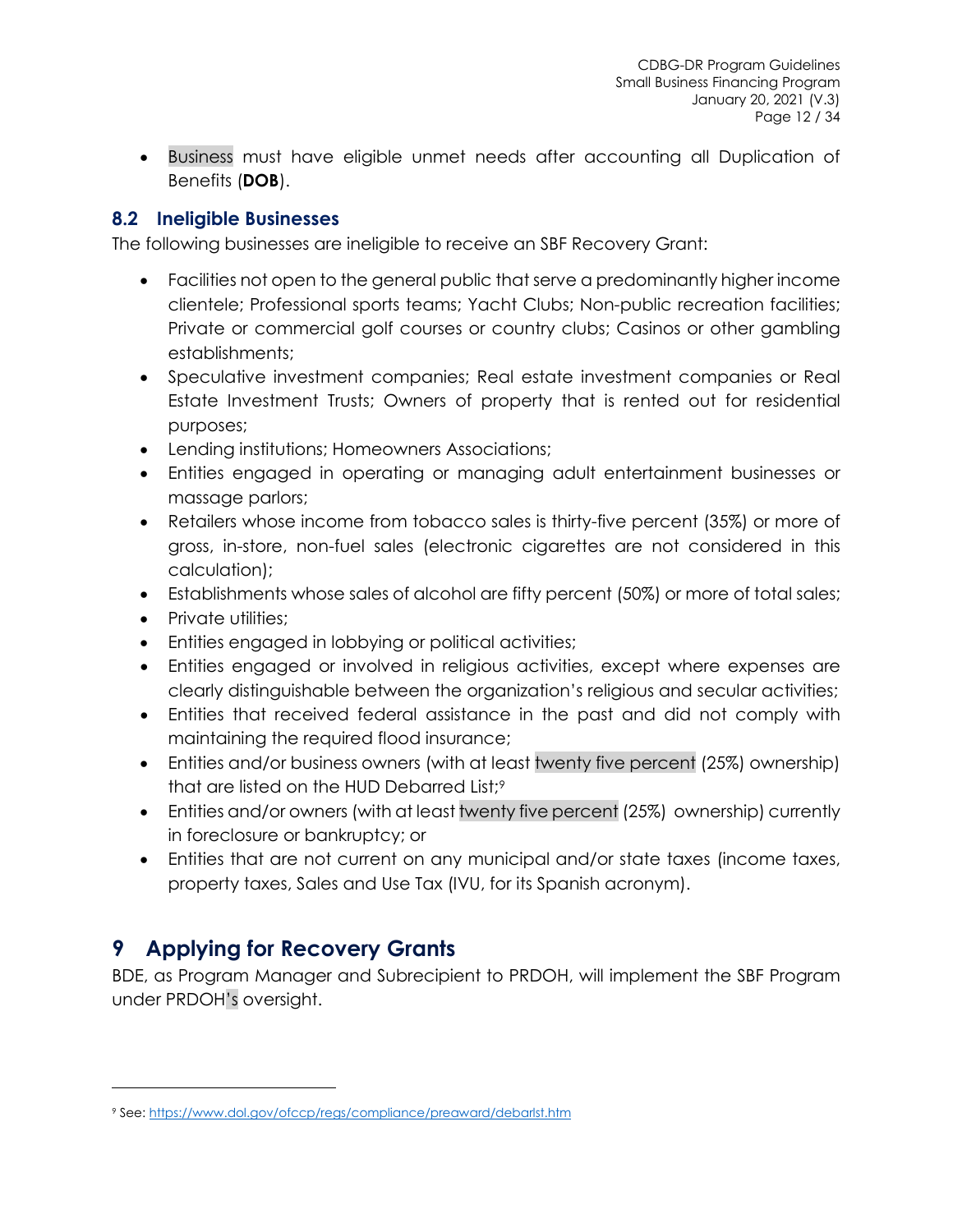- Business must have eligible unmet needs after accounting all Duplication of Benefits (**DOB**).

## 8.2 Ineligible Businesses

The following businesses are ineligible to receive an SBF Recovery Grant:

- Facilities not open to the general public that serve a predominantly higher income clientele; Professional sports teams; Yacht Clubs; Non-public recreation facilities; Private or commercial golf courses or country clubs; Casinos or other gambling establishments;
- Speculative investment companies; Real estate investment companies or Real Estate Investment Trusts; Owners of property that is rented out for residential purposes;
- Lending institutions; Homeowners Associations;
- Entities engaged in operating or managing adult entertainment businesses or massage parlors;
- Retailers whose income from tobacco sales is thirty-five percent (35%) or more of gross, in-store, non-fuel sales (electronic cigarettes are not considered in this calculation);
- Establishments whose sales of alcohol are fifty percent (50%) or more of total sales;
- Private utilities;
- Entities engaged in lobbying or political activities;
- Entities engaged or involved in religious activities, except where expenses are clearly distinguishable between the organization's religious and secular activities;
- Entities that received federal assistance in the past and did not comply with maintaining the required flood insurance;
- Entities and/or business owners (with at least twenty five percent (25%) ownership) that are listed on the HUD Debarred List;[9]
- Entities and/or owners (with at least twenty five percent (25%) ownership) currently in foreclosure or bankruptcy; or
- Entities that are not current on any municipal and/or state taxes (income taxes, property taxes, Sales and Use Tax (IVU, for its Spanish acronym).

# 9 Applying for Recovery Grants

BDE, as Program Manager and Subrecipient to PRDOH, will implement the SBF Program under PRDOH's oversight.

---

[9] See: https://www.dol.gov/ofccp/regs/compliance/preaward/debarlst.htm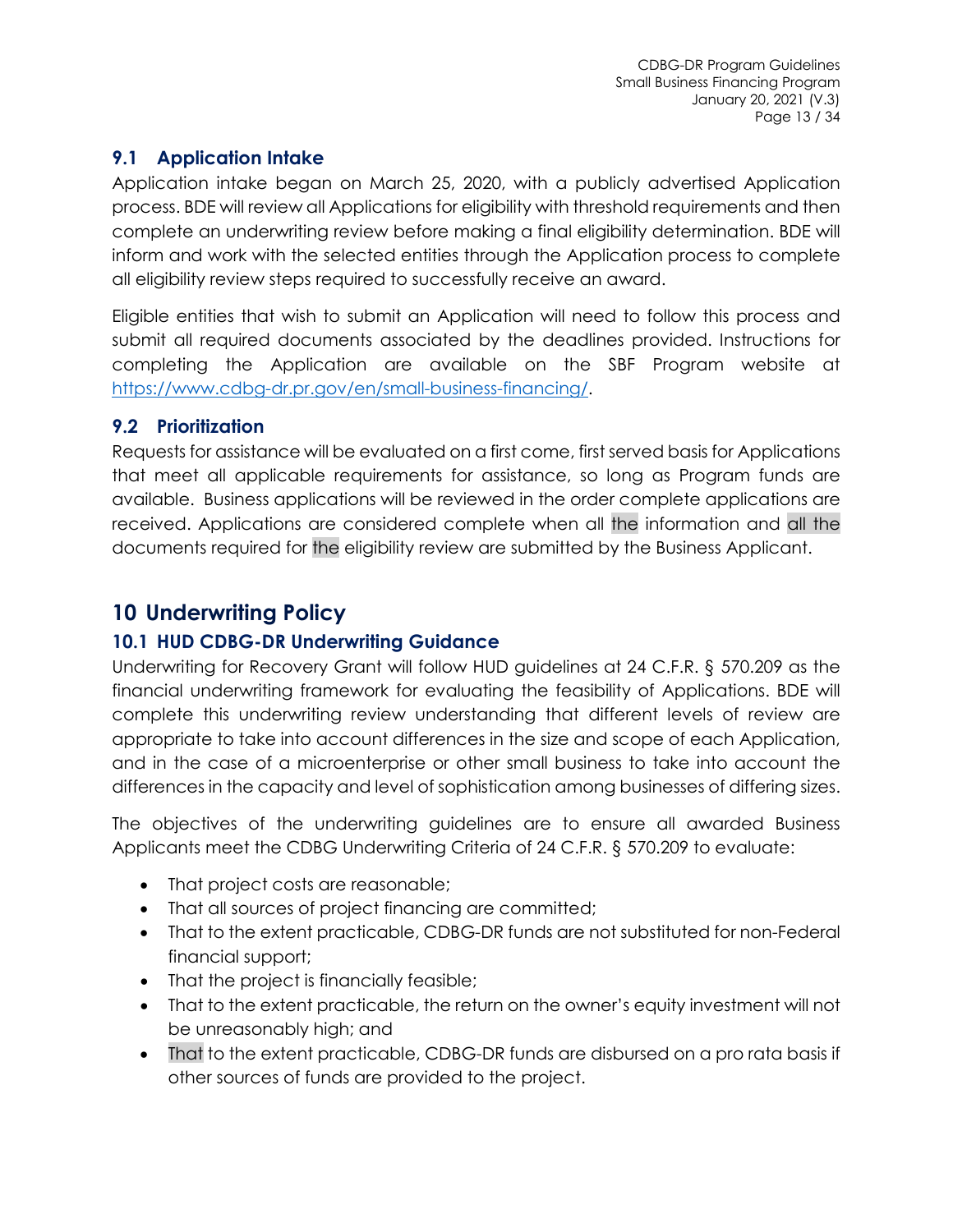## 9.1 Application Intake

Application intake began on March 25, 2020, with a publicly advertised Application process. BDE will review all Applications for eligibility with threshold requirements and then complete an underwriting review before making a final eligibility determination. BDE will inform and work with the selected entities through the Application process to complete all eligibility review steps required to successfully receive an award.

Eligible entities that wish to submit an Application will need to follow this process and submit all required documents associated by the deadlines provided. Instructions for completing the Application are available on the SBF Program website at [https://www.cdbg-dr.pr.gov/en/small-business-financing/](https://www.cdbg-dr.pr.gov/en/small-business-financing/).

## 9.2 Prioritization

Requests for assistance will be evaluated on a first come, first served basis for Applications that meet all applicable requirements for assistance, so long as Program funds are available. Business applications will be reviewed in the order complete applications are received. Applications are considered complete when all the information and all the documents required for the eligibility review are submitted by the Business Applicant.

# 10 Underwriting Policy

## 10.1 HUD CDBG-DR Underwriting Guidance

Underwriting for Recovery Grant will follow HUD guidelines at 24 C.F.R. § 570.209 as the financial underwriting framework for evaluating the feasibility of Applications. BDE will complete this underwriting review understanding that different levels of review are appropriate to take into account differences in the size and scope of each Application, and in the case of a microenterprise or other small business to take into account the differences in the capacity and level of sophistication among businesses of differing sizes.

The objectives of the underwriting guidelines are to ensure all awarded Business Applicants meet the CDBG Underwriting Criteria of 24 C.F.R. § 570.209 to evaluate:

- That project costs are reasonable;
- That all sources of project financing are committed;
- That to the extent practicable, CDBG-DR funds are not substituted for non-Federal financial support;
- That the project is financially feasible;
- That to the extent practicable, the return on the owner's equity investment will not be unreasonably high; and
- That to the extent practicable, CDBG-DR funds are disbursed on a pro rata basis if other sources of funds are provided to the project.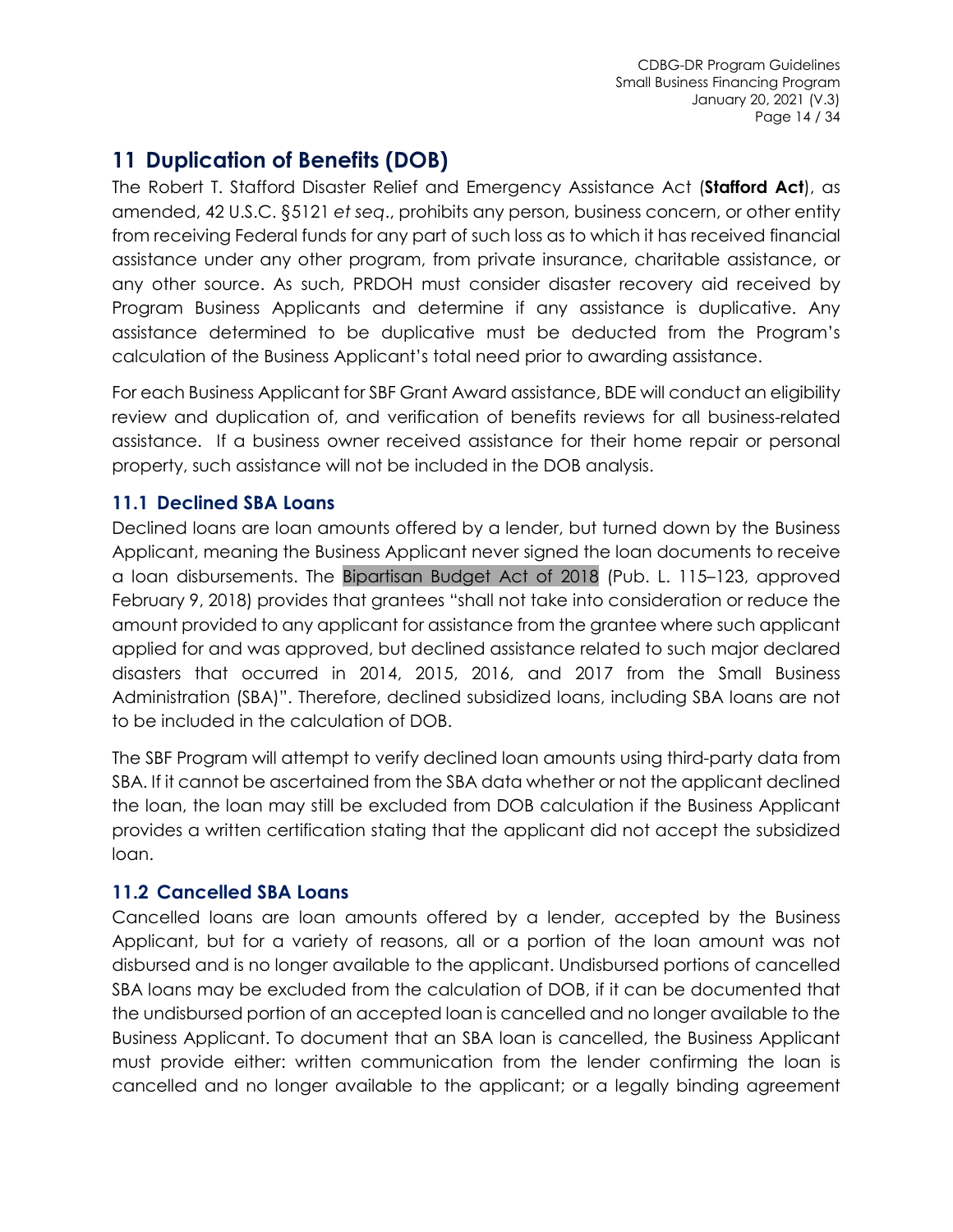## 11 Duplication of Benefits (DOB)

The Robert T. Stafford Disaster Relief and Emergency Assistance Act (**Stafford Act**), as amended, 42 U.S.C. §5121 *et seq*., prohibits any person, business concern, or other entity from receiving Federal funds for any part of such loss as to which it has received financial assistance under any other program, from private insurance, charitable assistance, or any other source. As such, PRDOH must consider disaster recovery aid received by Program Business Applicants and determine if any assistance is duplicative. Any assistance determined to be duplicative must be deducted from the Program's calculation of the Business Applicant's total need prior to awarding assistance.

For each Business Applicant for SBF Grant Award assistance, BDE will conduct an eligibility review and duplication of, and verification of benefits reviews for all business-related assistance. If a business owner received assistance for their home repair or personal property, such assistance will not be included in the DOB analysis.

### 11.1 Declined SBA Loans

Declined loans are loan amounts offered by a lender, but turned down by the Business Applicant, meaning the Business Applicant never signed the loan documents to receive a loan disbursements. The Bipartisan Budget Act of 2018 (Pub. L. 115–123, approved February 9, 2018) provides that grantees "shall not take into consideration or reduce the amount provided to any applicant for assistance from the grantee where such applicant applied for and was approved, but declined assistance related to such major declared disasters that occurred in 2014, 2015, 2016, and 2017 from the Small Business Administration (SBA)". Therefore, declined subsidized loans, including SBA loans are not to be included in the calculation of DOB.

The SBF Program will attempt to verify declined loan amounts using third-party data from SBA. If it cannot be ascertained from the SBA data whether or not the applicant declined the loan, the loan may still be excluded from DOB calculation if the Business Applicant provides a written certification stating that the applicant did not accept the subsidized loan.

### 11.2 Cancelled SBA Loans

Cancelled loans are loan amounts offered by a lender, accepted by the Business Applicant, but for a variety of reasons, all or a portion of the loan amount was not disbursed and is no longer available to the applicant. Undisbursed portions of cancelled SBA loans may be excluded from the calculation of DOB, if it can be documented that the undisbursed portion of an accepted loan is cancelled and no longer available to the Business Applicant. To document that an SBA loan is cancelled, the Business Applicant must provide either: written communication from the lender confirming the loan is cancelled and no longer available to the applicant; or a legally binding agreement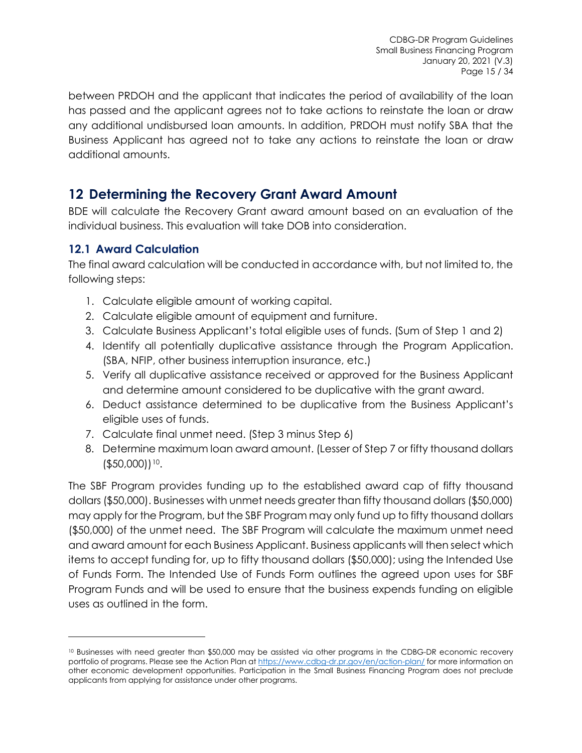between PRDOH and the applicant that indicates the period of availability of the loan has passed and the applicant agrees not to take actions to reinstate the loan or draw any additional undisbursed loan amounts. In addition, PRDOH must notify SBA that the Business Applicant has agreed not to take any actions to reinstate the loan or draw additional amounts.

# 12 Determining the Recovery Grant Award Amount

BDE will calculate the Recovery Grant award amount based on an evaluation of the individual business. This evaluation will take DOB into consideration.

## 12.1 Award Calculation

The final award calculation will be conducted in accordance with, but not limited to, the following steps:

1. Calculate eligible amount of working capital.
2. Calculate eligible amount of equipment and furniture.
3. Calculate Business Applicant's total eligible uses of funds. (Sum of Step 1 and 2)
4. Identify all potentially duplicative assistance through the Program Application. (SBA, NFIP, other business interruption insurance, etc.)
5. Verify all duplicative assistance received or approved for the Business Applicant and determine amount considered to be duplicative with the grant award.
6. Deduct assistance determined to be duplicative from the Business Applicant's eligible uses of funds.
7. Calculate final unmet need. (Step 3 minus Step 6)
8. Determine maximum loan award amount. (Lesser of Step 7 or fifty thousand dollars ($50,000))[10].

The SBF Program provides funding up to the established award cap of fifty thousand dollars ($50,000). Businesses with unmet needs greater than fifty thousand dollars ($50,000) may apply for the Program, but the SBF Program may only fund up to fifty thousand dollars ($50,000) of the unmet need. The SBF Program will calculate the maximum unmet need and award amount for each Business Applicant. Business applicants will then select which items to accept funding for, up to fifty thousand dollars ($50,000); using the Intended Use of Funds Form. The Intended Use of Funds Form outlines the agreed upon uses for SBF Program Funds and will be used to ensure that the business expends funding on eligible uses as outlined in the form.

---

[10] Businesses with need greater than $50,000 may be assisted via other programs in the CDBG-DR economic recovery portfolio of programs. Please see the Action Plan at https://www.cdbg-dr.pr.gov/en/action-plan/ for more information on other economic development opportunities. Participation in the Small Business Financing Program does not preclude applicants from applying for assistance under other programs.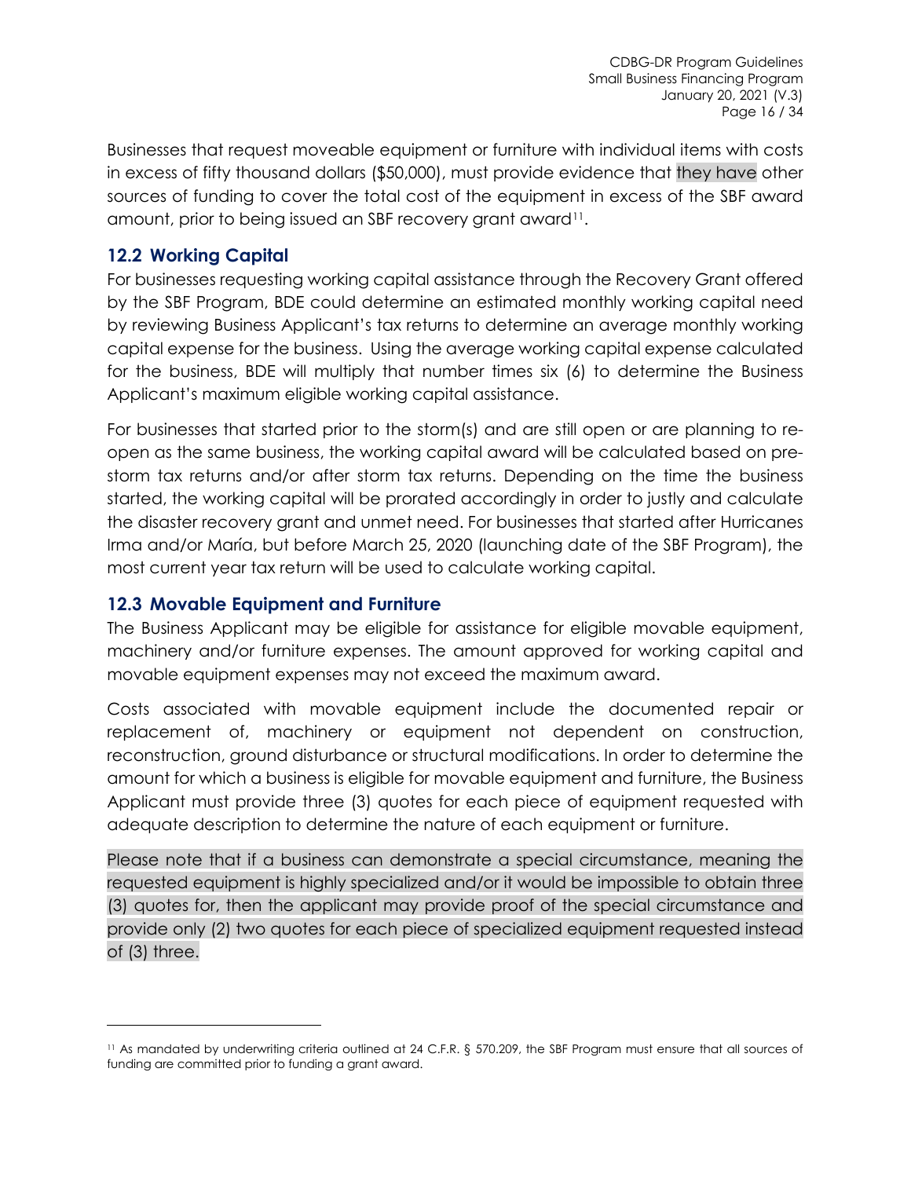Businesses that request moveable equipment or furniture with individual items with costs in excess of fifty thousand dollars ($50,000), must provide evidence that they have other sources of funding to cover the total cost of the equipment in excess of the SBF award amount, prior to being issued an SBF recovery grant award[11].

## 12.2 Working Capital

For businesses requesting working capital assistance through the Recovery Grant offered by the SBF Program, BDE could determine an estimated monthly working capital need by reviewing Business Applicant's tax returns to determine an average monthly working capital expense for the business. Using the average working capital expense calculated for the business, BDE will multiply that number times six (6) to determine the Business Applicant's maximum eligible working capital assistance.

For businesses that started prior to the storm(s) and are still open or are planning to re-open as the same business, the working capital award will be calculated based on pre-storm tax returns and/or after storm tax returns. Depending on the time the business started, the working capital will be prorated accordingly in order to justly and calculate the disaster recovery grant and unmet need. For businesses that started after Hurricanes Irma and/or María, but before March 25, 2020 (launching date of the SBF Program), the most current year tax return will be used to calculate working capital.

## 12.3 Movable Equipment and Furniture

The Business Applicant may be eligible for assistance for eligible movable equipment, machinery and/or furniture expenses. The amount approved for working capital and movable equipment expenses may not exceed the maximum award.

Costs associated with movable equipment include the documented repair or replacement of, machinery or equipment not dependent on construction, reconstruction, ground disturbance or structural modifications. In order to determine the amount for which a business is eligible for movable equipment and furniture, the Business Applicant must provide three (3) quotes for each piece of equipment requested with adequate description to determine the nature of each equipment or furniture.

Please note that if a business can demonstrate a special circumstance, meaning the requested equipment is highly specialized and/or it would be impossible to obtain three (3) quotes for, then the applicant may provide proof of the special circumstance and provide only (2) two quotes for each piece of specialized equipment requested instead of (3) three.

---

[11] As mandated by underwriting criteria outlined at 24 C.F.R. § 570.209, the SBF Program must ensure that all sources of funding are committed prior to funding a grant award.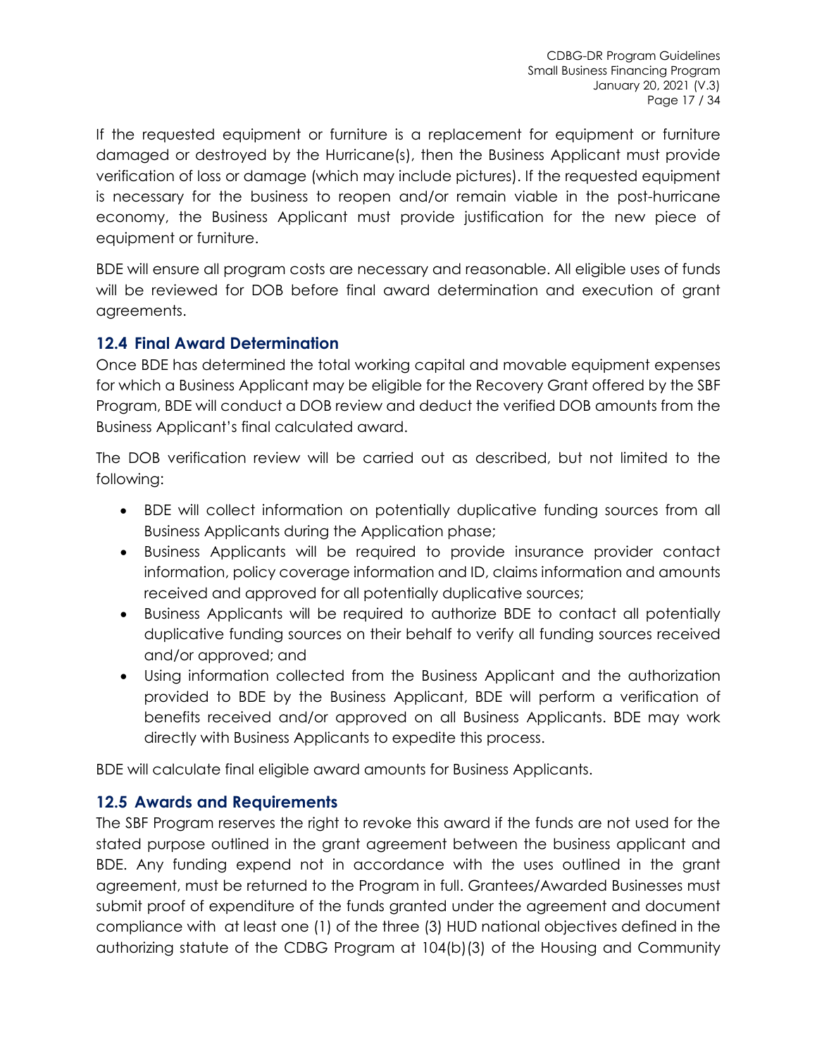If the requested equipment or furniture is a replacement for equipment or furniture damaged or destroyed by the Hurricane(s), then the Business Applicant must provide verification of loss or damage (which may include pictures). If the requested equipment is necessary for the business to reopen and/or remain viable in the post-hurricane economy, the Business Applicant must provide justification for the new piece of equipment or furniture.

BDE will ensure all program costs are necessary and reasonable. All eligible uses of funds will be reviewed for DOB before final award determination and execution of grant agreements.

## 12.4 Final Award Determination

Once BDE has determined the total working capital and movable equipment expenses for which a Business Applicant may be eligible for the Recovery Grant offered by the SBF Program, BDE will conduct a DOB review and deduct the verified DOB amounts from the Business Applicant's final calculated award.

The DOB verification review will be carried out as described, but not limited to the following:

- BDE will collect information on potentially duplicative funding sources from all Business Applicants during the Application phase;
- Business Applicants will be required to provide insurance provider contact information, policy coverage information and ID, claims information and amounts received and approved for all potentially duplicative sources;
- Business Applicants will be required to authorize BDE to contact all potentially duplicative funding sources on their behalf to verify all funding sources received and/or approved; and
- Using information collected from the Business Applicant and the authorization provided to BDE by the Business Applicant, BDE will perform a verification of benefits received and/or approved on all Business Applicants. BDE may work directly with Business Applicants to expedite this process.

BDE will calculate final eligible award amounts for Business Applicants.

## 12.5 Awards and Requirements

The SBF Program reserves the right to revoke this award if the funds are not used for the stated purpose outlined in the grant agreement between the business applicant and BDE. Any funding expend not in accordance with the uses outlined in the grant agreement, must be returned to the Program in full. Grantees/Awarded Businesses must submit proof of expenditure of the funds granted under the agreement and document compliance with at least one (1) of the three (3) HUD national objectives defined in the authorizing statute of the CDBG Program at 104(b)(3) of the Housing and Community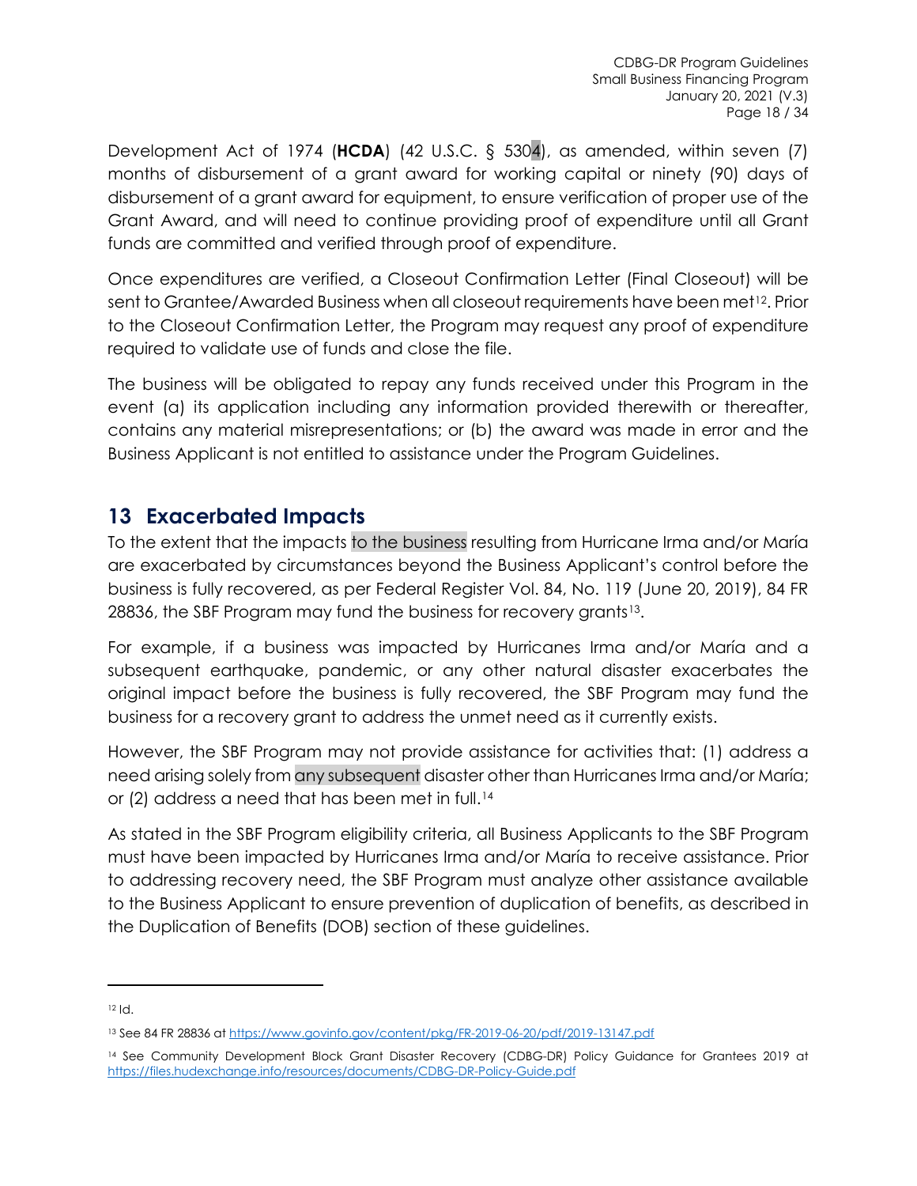Development Act of 1974 (**HCDA**) (42 U.S.C. § 5304), as amended, within seven (7) months of disbursement of a grant award for working capital or ninety (90) days of disbursement of a grant award for equipment, to ensure verification of proper use of the Grant Award, and will need to continue providing proof of expenditure until all Grant funds are committed and verified through proof of expenditure.

Once expenditures are verified, a Closeout Confirmation Letter (Final Closeout) will be sent to Grantee/Awarded Business when all closeout requirements have been met[12]. Prior to the Closeout Confirmation Letter, the Program may request any proof of expenditure required to validate use of funds and close the file.

The business will be obligated to repay any funds received under this Program in the event (a) its application including any information provided therewith or thereafter, contains any material misrepresentations; or (b) the award was made in error and the Business Applicant is not entitled to assistance under the Program Guidelines.

## 13 Exacerbated Impacts

To the extent that the impacts to the business resulting from Hurricane Irma and/or María are exacerbated by circumstances beyond the Business Applicant's control before the business is fully recovered, as per Federal Register Vol. 84, No. 119 (June 20, 2019), 84 FR 28836, the SBF Program may fund the business for recovery grants[13].

For example, if a business was impacted by Hurricanes Irma and/or María and a subsequent earthquake, pandemic, or any other natural disaster exacerbates the original impact before the business is fully recovered, the SBF Program may fund the business for a recovery grant to address the unmet need as it currently exists.

However, the SBF Program may not provide assistance for activities that: (1) address a need arising solely from any subsequent disaster other than Hurricanes Irma and/or María; or (2) address a need that has been met in full.[14]

As stated in the SBF Program eligibility criteria, all Business Applicants to the SBF Program must have been impacted by Hurricanes Irma and/or María to receive assistance. Prior to addressing recovery need, the SBF Program must analyze other assistance available to the Business Applicant to ensure prevention of duplication of benefits, as described in the Duplication of Benefits (DOB) section of these guidelines.

---

[12] Id.

[13] See 84 FR 28836 at https://www.govinfo.gov/content/pkg/FR-2019-06-20/pdf/2019-13147.pdf

[14] See Community Development Block Grant Disaster Recovery (CDBG-DR) Policy Guidance for Grantees 2019 at https://files.hudexchange.info/resources/documents/CDBG-DR-Policy-Guide.pdf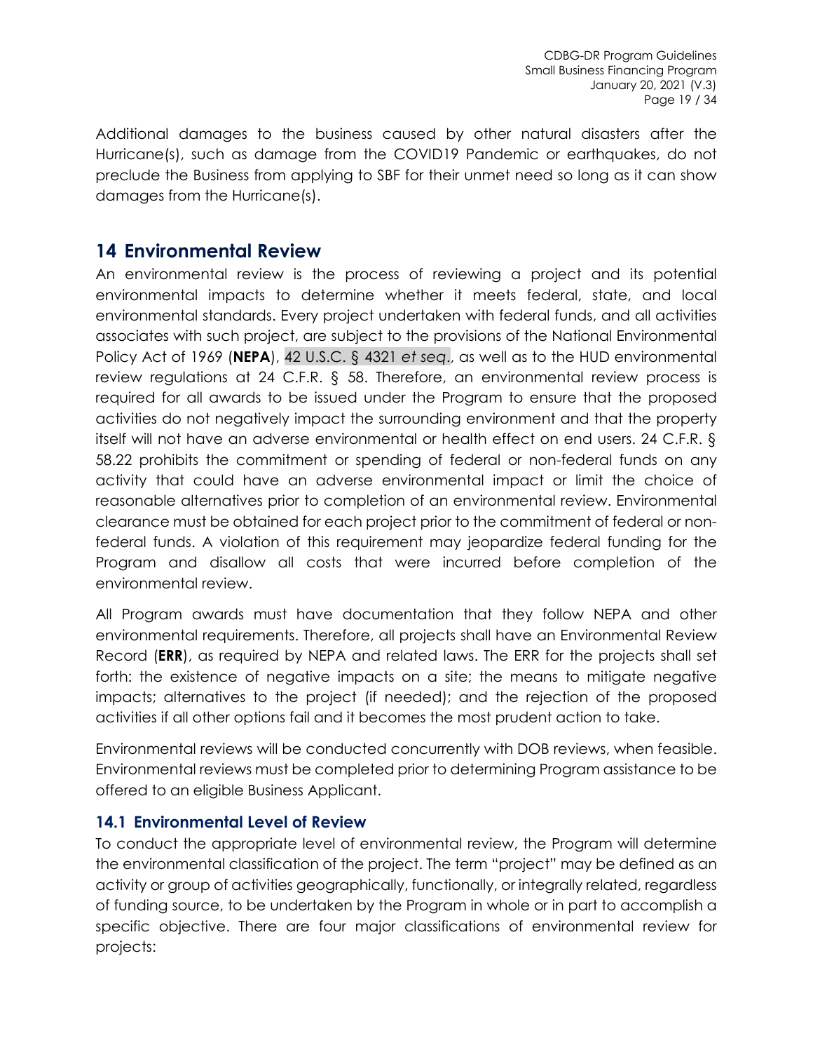Additional damages to the business caused by other natural disasters after the Hurricane(s), such as damage from the COVID19 Pandemic or earthquakes, do not preclude the Business from applying to SBF for their unmet need so long as it can show damages from the Hurricane(s).

# 14 Environmental Review

An environmental review is the process of reviewing a project and its potential environmental impacts to determine whether it meets federal, state, and local environmental standards. Every project undertaken with federal funds, and all activities associates with such project, are subject to the provisions of the National Environmental Policy Act of 1969 (**NEPA**), 42 U.S.C. § 4321 *et seq*., as well as to the HUD environmental review regulations at 24 C.F.R. § 58. Therefore, an environmental review process is required for all awards to be issued under the Program to ensure that the proposed activities do not negatively impact the surrounding environment and that the property itself will not have an adverse environmental or health effect on end users. 24 C.F.R. § 58.22 prohibits the commitment or spending of federal or non-federal funds on any activity that could have an adverse environmental impact or limit the choice of reasonable alternatives prior to completion of an environmental review. Environmental clearance must be obtained for each project prior to the commitment of federal or non-federal funds. A violation of this requirement may jeopardize federal funding for the Program and disallow all costs that were incurred before completion of the environmental review.

All Program awards must have documentation that they follow NEPA and other environmental requirements. Therefore, all projects shall have an Environmental Review Record (**ERR**), as required by NEPA and related laws. The ERR for the projects shall set forth: the existence of negative impacts on a site; the means to mitigate negative impacts; alternatives to the project (if needed); and the rejection of the proposed activities if all other options fail and it becomes the most prudent action to take.

Environmental reviews will be conducted concurrently with DOB reviews, when feasible. Environmental reviews must be completed prior to determining Program assistance to be offered to an eligible Business Applicant.

## 14.1 Environmental Level of Review

To conduct the appropriate level of environmental review, the Program will determine the environmental classification of the project. The term "project" may be defined as an activity or group of activities geographically, functionally, or integrally related, regardless of funding source, to be undertaken by the Program in whole or in part to accomplish a specific objective. There are four major classifications of environmental review for projects: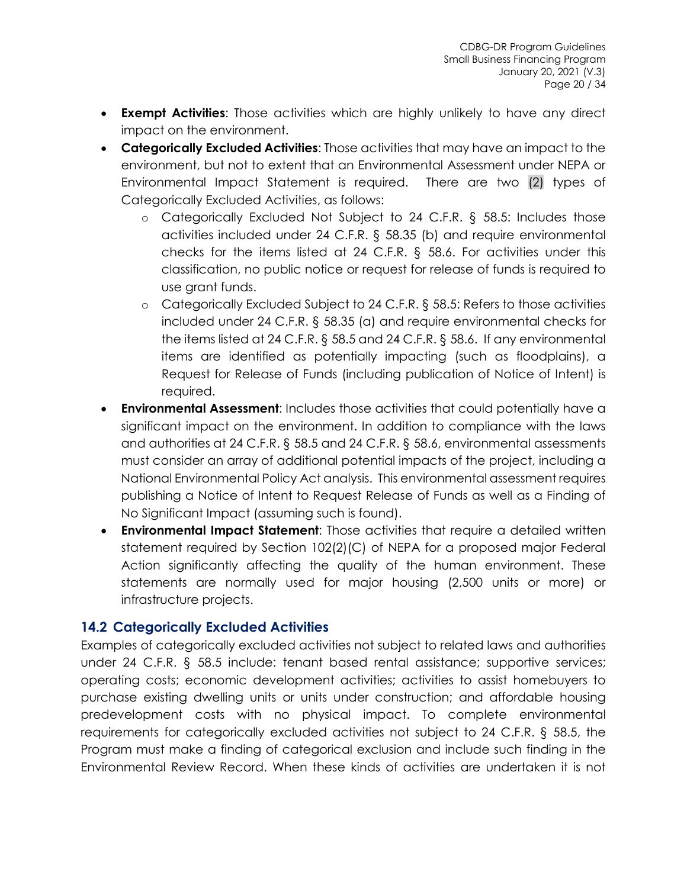- **Exempt Activities**: Those activities which are highly unlikely to have any direct impact on the environment.
- **Categorically Excluded Activities**: Those activities that may have an impact to the environment, but not to extent that an Environmental Assessment under NEPA or Environmental Impact Statement is required. There are two (2) types of Categorically Excluded Activities, as follows:
  - Categorically Excluded Not Subject to 24 C.F.R. § 58.5: Includes those activities included under 24 C.F.R. § 58.35 (b) and require environmental checks for the items listed at 24 C.F.R. § 58.6. For activities under this classification, no public notice or request for release of funds is required to use grant funds.
  - Categorically Excluded Subject to 24 C.F.R. § 58.5: Refers to those activities included under 24 C.F.R. § 58.35 (a) and require environmental checks for the items listed at 24 C.F.R. § 58.5 and 24 C.F.R. § 58.6. If any environmental items are identified as potentially impacting (such as floodplains), a Request for Release of Funds (including publication of Notice of Intent) is required.
- **Environmental Assessment**: Includes those activities that could potentially have a significant impact on the environment. In addition to compliance with the laws and authorities at 24 C.F.R. § 58.5 and 24 C.F.R. § 58.6, environmental assessments must consider an array of additional potential impacts of the project, including a National Environmental Policy Act analysis. This environmental assessment requires publishing a Notice of Intent to Request Release of Funds as well as a Finding of No Significant Impact (assuming such is found).
- **Environmental Impact Statement**: Those activities that require a detailed written statement required by Section 102(2)(C) of NEPA for a proposed major Federal Action significantly affecting the quality of the human environment. These statements are normally used for major housing (2,500 units or more) or infrastructure projects.

## 14.2 Categorically Excluded Activities

Examples of categorically excluded activities not subject to related laws and authorities under 24 C.F.R. § 58.5 include: tenant based rental assistance; supportive services; operating costs; economic development activities; activities to assist homebuyers to purchase existing dwelling units or units under construction; and affordable housing predevelopment costs with no physical impact. To complete environmental requirements for categorically excluded activities not subject to 24 C.F.R. § 58.5, the Program must make a finding of categorical exclusion and include such finding in the Environmental Review Record. When these kinds of activities are undertaken it is not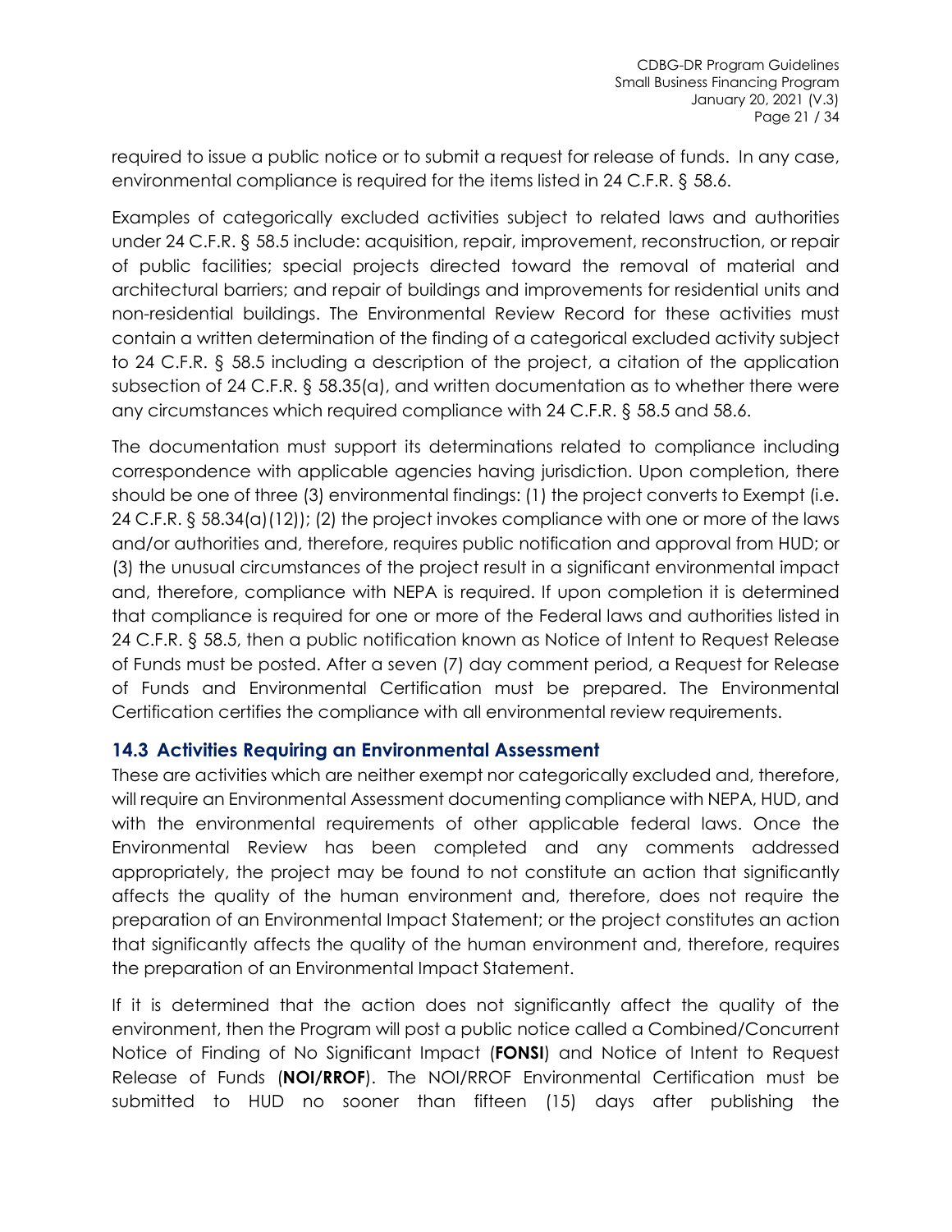required to issue a public notice or to submit a request for release of funds. In any case, environmental compliance is required for the items listed in 24 C.F.R. § 58.6.

Examples of categorically excluded activities subject to related laws and authorities under 24 C.F.R. § 58.5 include: acquisition, repair, improvement, reconstruction, or repair of public facilities; special projects directed toward the removal of material and architectural barriers; and repair of buildings and improvements for residential units and non-residential buildings. The Environmental Review Record for these activities must contain a written determination of the finding of a categorical excluded activity subject to 24 C.F.R. § 58.5 including a description of the project, a citation of the application subsection of 24 C.F.R. § 58.35(a), and written documentation as to whether there were any circumstances which required compliance with 24 C.F.R. § 58.5 and 58.6.

The documentation must support its determinations related to compliance including correspondence with applicable agencies having jurisdiction. Upon completion, there should be one of three (3) environmental findings: (1) the project converts to Exempt (i.e. 24 C.F.R. § 58.34(a)(12)); (2) the project invokes compliance with one or more of the laws and/or authorities and, therefore, requires public notification and approval from HUD; or (3) the unusual circumstances of the project result in a significant environmental impact and, therefore, compliance with NEPA is required. If upon completion it is determined that compliance is required for one or more of the Federal laws and authorities listed in 24 C.F.R. § 58.5, then a public notification known as Notice of Intent to Request Release of Funds must be posted. After a seven (7) day comment period, a Request for Release of Funds and Environmental Certification must be prepared. The Environmental Certification certifies the compliance with all environmental review requirements.

## 14.3 Activities Requiring an Environmental Assessment

These are activities which are neither exempt nor categorically excluded and, therefore, will require an Environmental Assessment documenting compliance with NEPA, HUD, and with the environmental requirements of other applicable federal laws. Once the Environmental Review has been completed and any comments addressed appropriately, the project may be found to not constitute an action that significantly affects the quality of the human environment and, therefore, does not require the preparation of an Environmental Impact Statement; or the project constitutes an action that significantly affects the quality of the human environment and, therefore, requires the preparation of an Environmental Impact Statement.

If it is determined that the action does not significantly affect the quality of the environment, then the Program will post a public notice called a Combined/Concurrent Notice of Finding of No Significant Impact (**FONSI**) and Notice of Intent to Request Release of Funds (**NOI/RROF**). The NOI/RROF Environmental Certification must be submitted to HUD no sooner than fifteen (15) days after publishing the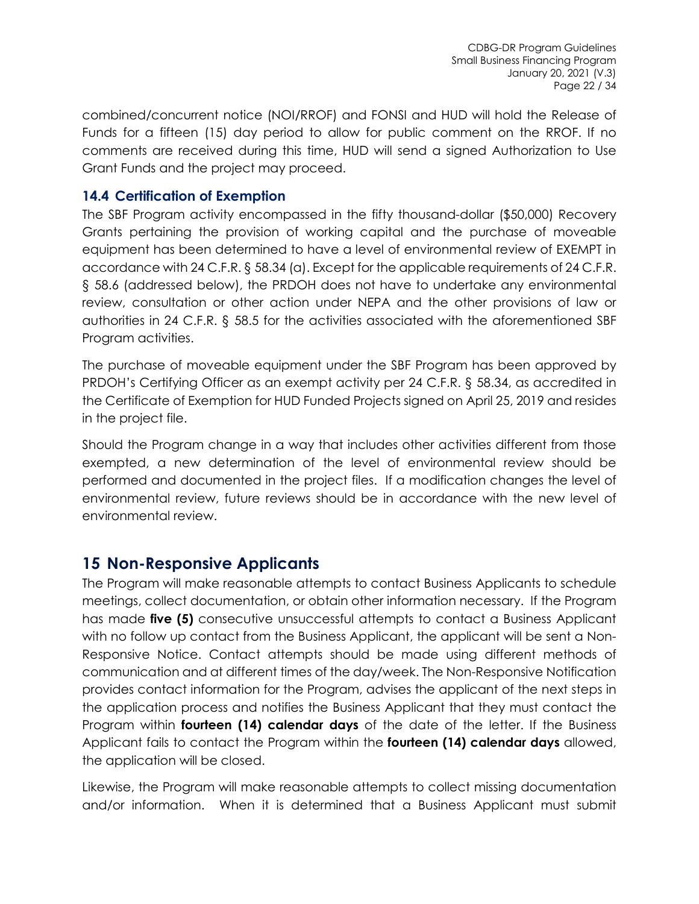combined/concurrent notice (NOI/RROF) and FONSI and HUD will hold the Release of Funds for a fifteen (15) day period to allow for public comment on the RROF. If no comments are received during this time, HUD will send a signed Authorization to Use Grant Funds and the project may proceed.

### 14.4 Certification of Exemption

The SBF Program activity encompassed in the fifty thousand-dollar ($50,000) Recovery Grants pertaining the provision of working capital and the purchase of moveable equipment has been determined to have a level of environmental review of EXEMPT in accordance with 24 C.F.R. § 58.34 (a). Except for the applicable requirements of 24 C.F.R. § 58.6 (addressed below), the PRDOH does not have to undertake any environmental review, consultation or other action under NEPA and the other provisions of law or authorities in 24 C.F.R. § 58.5 for the activities associated with the aforementioned SBF Program activities.

The purchase of moveable equipment under the SBF Program has been approved by PRDOH's Certifying Officer as an exempt activity per 24 C.F.R. § 58.34, as accredited in the Certificate of Exemption for HUD Funded Projects signed on April 25, 2019 and resides in the project file.

Should the Program change in a way that includes other activities different from those exempted, a new determination of the level of environmental review should be performed and documented in the project files. If a modification changes the level of environmental review, future reviews should be in accordance with the new level of environmental review.

## 15 Non-Responsive Applicants

The Program will make reasonable attempts to contact Business Applicants to schedule meetings, collect documentation, or obtain other information necessary. If the Program has made **five (5)** consecutive unsuccessful attempts to contact a Business Applicant with no follow up contact from the Business Applicant, the applicant will be sent a Non-Responsive Notice. Contact attempts should be made using different methods of communication and at different times of the day/week. The Non-Responsive Notification provides contact information for the Program, advises the applicant of the next steps in the application process and notifies the Business Applicant that they must contact the Program within **fourteen (14) calendar days** of the date of the letter. If the Business Applicant fails to contact the Program within the **fourteen (14) calendar days** allowed, the application will be closed.

Likewise, the Program will make reasonable attempts to collect missing documentation and/or information. When it is determined that a Business Applicant must submit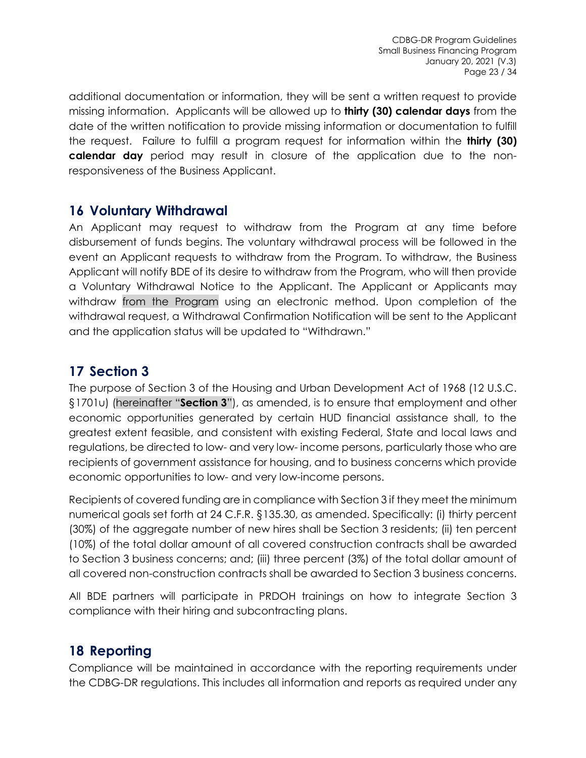additional documentation or information, they will be sent a written request to provide missing information. Applicants will be allowed up to **thirty (30) calendar days** from the date of the written notification to provide missing information or documentation to fulfill the request. Failure to fulfill a program request for information within the **thirty (30) calendar day** period may result in closure of the application due to the non-responsiveness of the Business Applicant.

## 16 Voluntary Withdrawal

An Applicant may request to withdraw from the Program at any time before disbursement of funds begins. The voluntary withdrawal process will be followed in the event an Applicant requests to withdraw from the Program. To withdraw, the Business Applicant will notify BDE of its desire to withdraw from the Program, who will then provide a Voluntary Withdrawal Notice to the Applicant. The Applicant or Applicants may withdraw from the Program using an electronic method. Upon completion of the withdrawal request, a Withdrawal Confirmation Notification will be sent to the Applicant and the application status will be updated to "Withdrawn."

## 17 Section 3

The purpose of Section 3 of the Housing and Urban Development Act of 1968 (12 U.S.C. §1701u) (hereinafter "**Section 3**"), as amended, is to ensure that employment and other economic opportunities generated by certain HUD financial assistance shall, to the greatest extent feasible, and consistent with existing Federal, State and local laws and regulations, be directed to low- and very low- income persons, particularly those who are recipients of government assistance for housing, and to business concerns which provide economic opportunities to low- and very low-income persons.

Recipients of covered funding are in compliance with Section 3 if they meet the minimum numerical goals set forth at 24 C.F.R. §135.30, as amended. Specifically: (i) thirty percent (30%) of the aggregate number of new hires shall be Section 3 residents; (ii) ten percent (10%) of the total dollar amount of all covered construction contracts shall be awarded to Section 3 business concerns; and; (iii) three percent (3%) of the total dollar amount of all covered non-construction contracts shall be awarded to Section 3 business concerns.

All BDE partners will participate in PRDOH trainings on how to integrate Section 3 compliance with their hiring and subcontracting plans.

## 18 Reporting

Compliance will be maintained in accordance with the reporting requirements under the CDBG-DR regulations. This includes all information and reports as required under any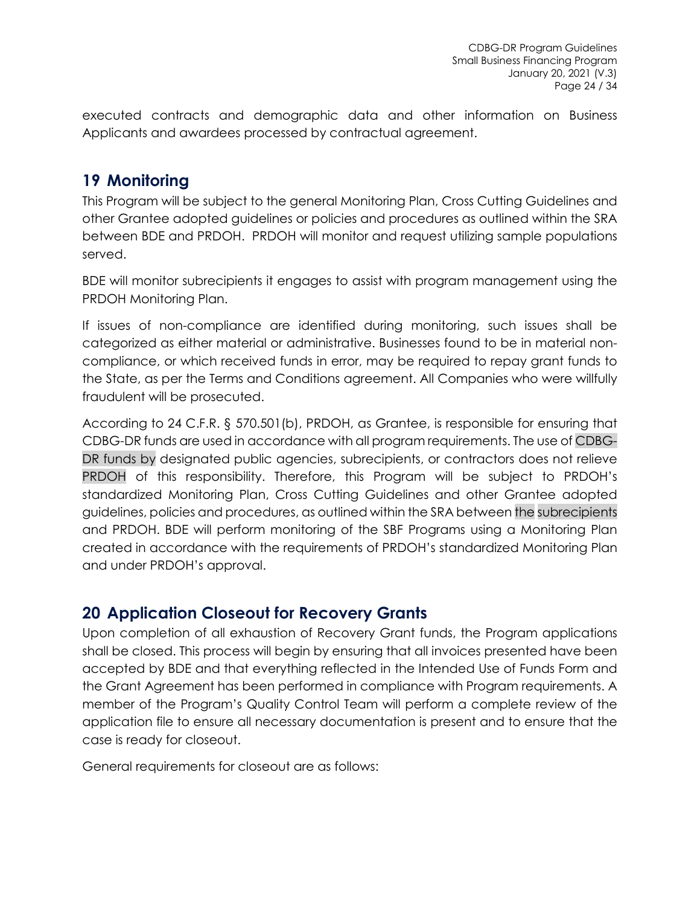executed contracts and demographic data and other information on Business Applicants and awardees processed by contractual agreement.

## 19 Monitoring

This Program will be subject to the general Monitoring Plan, Cross Cutting Guidelines and other Grantee adopted guidelines or policies and procedures as outlined within the SRA between BDE and PRDOH. PRDOH will monitor and request utilizing sample populations served.

BDE will monitor subrecipients it engages to assist with program management using the PRDOH Monitoring Plan.

If issues of non-compliance are identified during monitoring, such issues shall be categorized as either material or administrative. Businesses found to be in material non-compliance, or which received funds in error, may be required to repay grant funds to the State, as per the Terms and Conditions agreement. All Companies who were willfully fraudulent will be prosecuted.

According to 24 C.F.R. § 570.501(b), PRDOH, as Grantee, is responsible for ensuring that CDBG-DR funds are used in accordance with all program requirements. The use of CDBG-DR funds by designated public agencies, subrecipients, or contractors does not relieve PRDOH of this responsibility. Therefore, this Program will be subject to PRDOH's standardized Monitoring Plan, Cross Cutting Guidelines and other Grantee adopted guidelines, policies and procedures, as outlined within the SRA between the subrecipients and PRDOH. BDE will perform monitoring of the SBF Programs using a Monitoring Plan created in accordance with the requirements of PRDOH's standardized Monitoring Plan and under PRDOH's approval.

## 20 Application Closeout for Recovery Grants

Upon completion of all exhaustion of Recovery Grant funds, the Program applications shall be closed. This process will begin by ensuring that all invoices presented have been accepted by BDE and that everything reflected in the Intended Use of Funds Form and the Grant Agreement has been performed in compliance with Program requirements. A member of the Program's Quality Control Team will perform a complete review of the application file to ensure all necessary documentation is present and to ensure that the case is ready for closeout.

General requirements for closeout are as follows: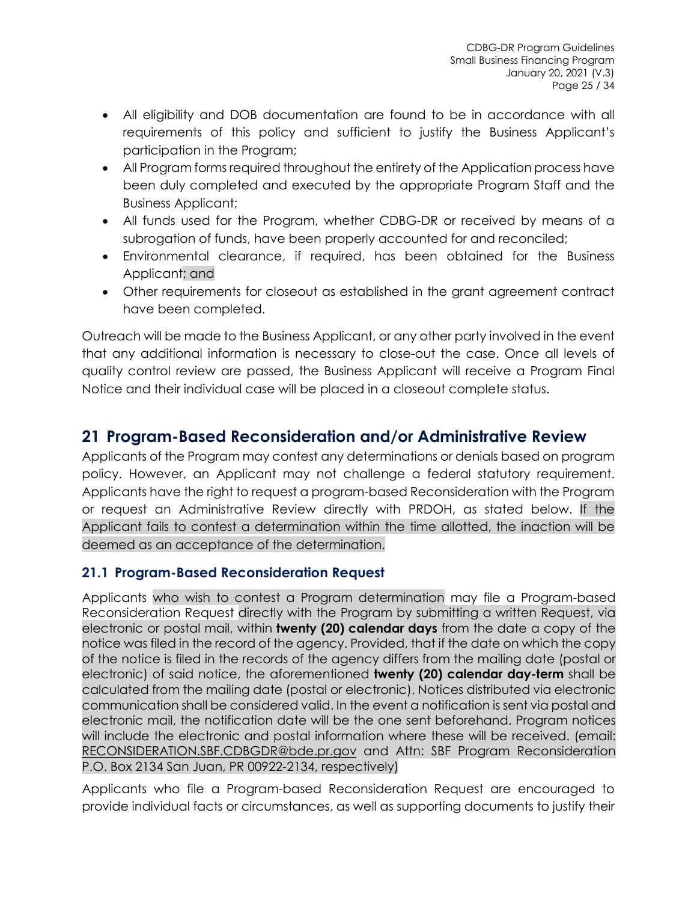- All eligibility and DOB documentation are found to be in accordance with all requirements of this policy and sufficient to justify the Business Applicant's participation in the Program;
- All Program forms required throughout the entirety of the Application process have been duly completed and executed by the appropriate Program Staff and the Business Applicant;
- All funds used for the Program, whether CDBG-DR or received by means of a subrogation of funds, have been properly accounted for and reconciled;
- Environmental clearance, if required, has been obtained for the Business Applicant; and
- Other requirements for closeout as established in the grant agreement contract have been completed.

Outreach will be made to the Business Applicant, or any other party involved in the event that any additional information is necessary to close-out the case. Once all levels of quality control review are passed, the Business Applicant will receive a Program Final Notice and their individual case will be placed in a closeout complete status.

## 21 Program-Based Reconsideration and/or Administrative Review

Applicants of the Program may contest any determinations or denials based on program policy. However, an Applicant may not challenge a federal statutory requirement. Applicants have the right to request a program-based Reconsideration with the Program or request an Administrative Review directly with PRDOH, as stated below. If the Applicant fails to contest a determination within the time allotted, the inaction will be deemed as an acceptance of the determination.

### 21.1 Program-Based Reconsideration Request

Applicants who wish to contest a Program determination may file a Program-based Reconsideration Request directly with the Program by submitting a written Request, via electronic or postal mail, within **twenty (20) calendar days** from the date a copy of the notice was filed in the record of the agency. Provided, that if the date on which the copy of the notice is filed in the records of the agency differs from the mailing date (postal or electronic) of said notice, the aforementioned **twenty (20) calendar day-term** shall be calculated from the mailing date (postal or electronic). Notices distributed via electronic communication shall be considered valid. In the event a notification is sent via postal and electronic mail, the notification date will be the one sent beforehand. Program notices will include the electronic and postal information where these will be received. (email: RECONSIDERATION.SBF.CDBGDR@bde.pr.gov and Attn: SBF Program Reconsideration P.O. Box 2134 San Juan, PR 00922-2134, respectively)

Applicants who file a Program-based Reconsideration Request are encouraged to provide individual facts or circumstances, as well as supporting documents to justify their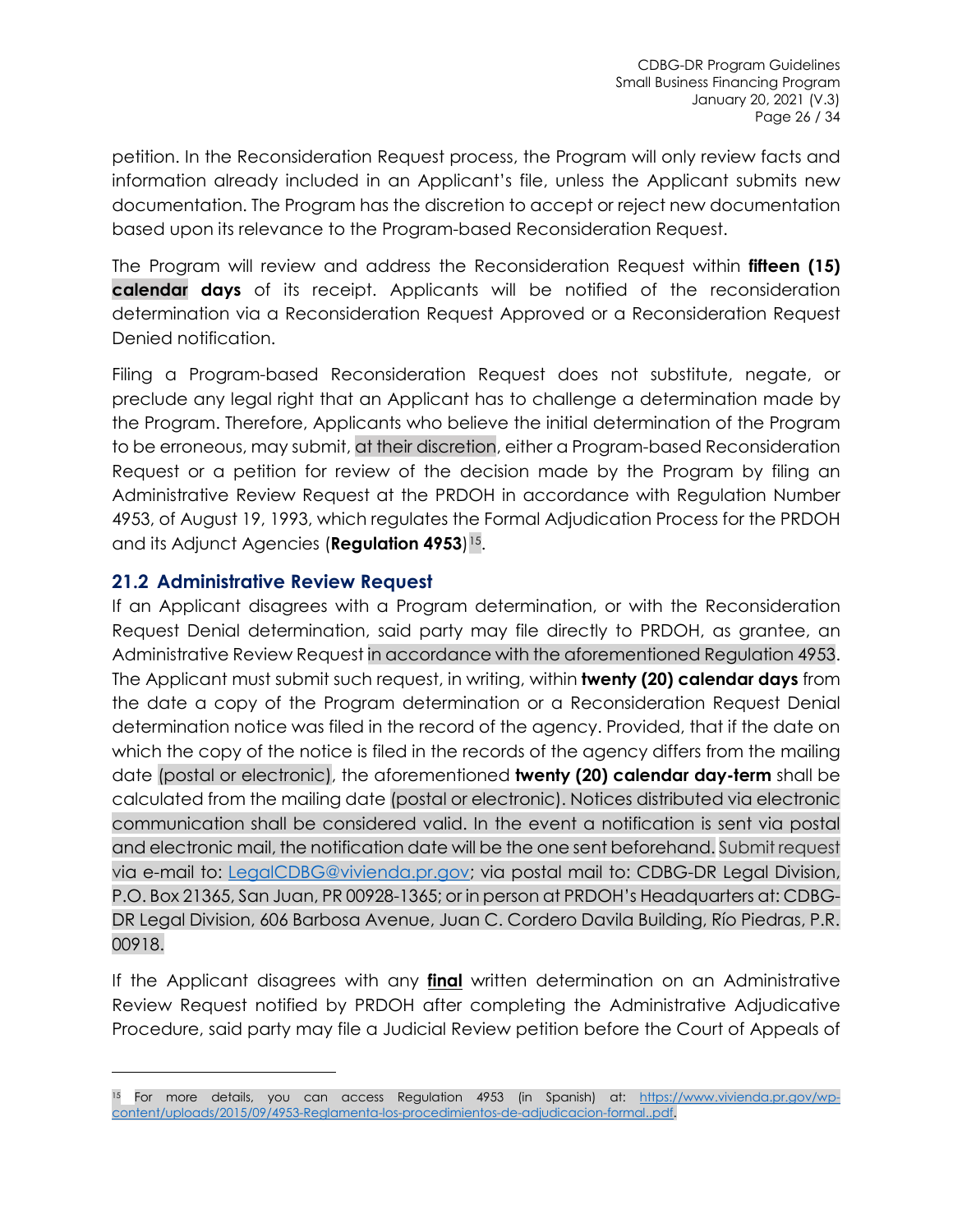petition. In the Reconsideration Request process, the Program will only review facts and information already included in an Applicant's file, unless the Applicant submits new documentation. The Program has the discretion to accept or reject new documentation based upon its relevance to the Program-based Reconsideration Request.

The Program will review and address the Reconsideration Request within **fifteen (15) calendar days** of its receipt. Applicants will be notified of the reconsideration determination via a Reconsideration Request Approved or a Reconsideration Request Denied notification.

Filing a Program-based Reconsideration Request does not substitute, negate, or preclude any legal right that an Applicant has to challenge a determination made by the Program. Therefore, Applicants who believe the initial determination of the Program to be erroneous, may submit, at their discretion, either a Program-based Reconsideration Request or a petition for review of the decision made by the Program by filing an Administrative Review Request at the PRDOH in accordance with Regulation Number 4953, of August 19, 1993, which regulates the Formal Adjudication Process for the PRDOH and its Adjunct Agencies (**Regulation 4953**)[15].

## 21.2 Administrative Review Request

If an Applicant disagrees with a Program determination, or with the Reconsideration Request Denial determination, said party may file directly to PRDOH, as grantee, an Administrative Review Request in accordance with the aforementioned Regulation 4953. The Applicant must submit such request, in writing, within **twenty (20) calendar days** from the date a copy of the Program determination or a Reconsideration Request Denial determination notice was filed in the record of the agency. Provided, that if the date on which the copy of the notice is filed in the records of the agency differs from the mailing date (postal or electronic), the aforementioned **twenty (20) calendar day-term** shall be calculated from the mailing date (postal or electronic). Notices distributed via electronic communication shall be considered valid. In the event a notification is sent via postal and electronic mail, the notification date will be the one sent beforehand. Submit request via e-mail to: LegalCDBG@vivienda.pr.gov; via postal mail to: CDBG-DR Legal Division, P.O. Box 21365, San Juan, PR 00928-1365; or in person at PRDOH's Headquarters at: CDBG-DR Legal Division, 606 Barbosa Avenue, Juan C. Cordero Davila Building, Río Piedras, P.R. 00918.

If the Applicant disagrees with any **final** written determination on an Administrative Review Request notified by PRDOH after completing the Administrative Adjudicative Procedure, said party may file a Judicial Review petition before the Court of Appeals of

---

[15] For more details, you can access Regulation 4953 (in Spanish) at: https://www.vivienda.pr.gov/wp-content/uploads/2015/09/4953-Reglamenta-los-procedimientos-de-adjudicacion-formal..pdf.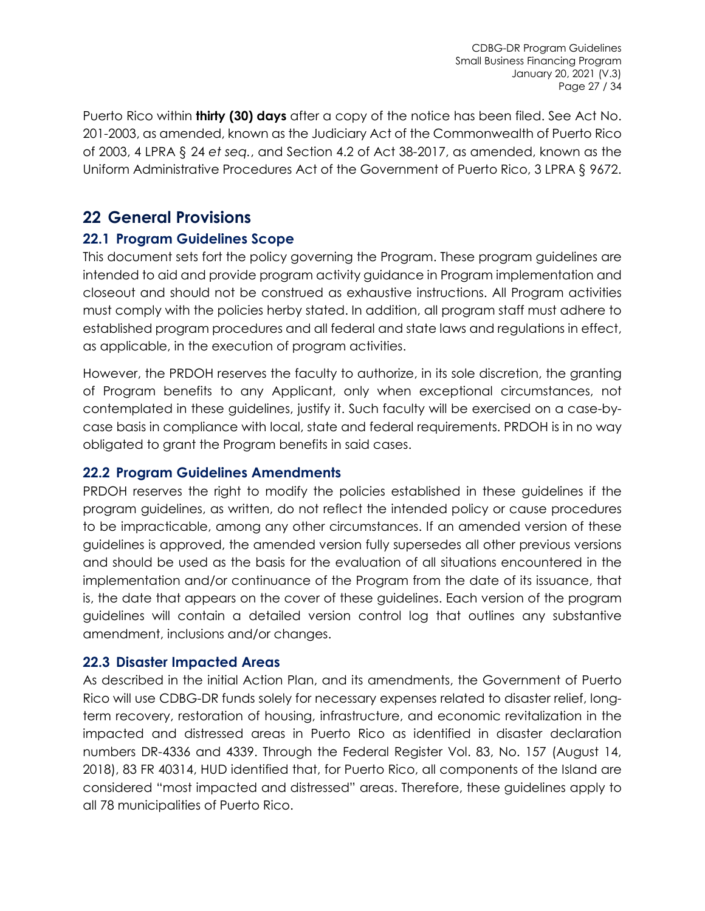Puerto Rico within **thirty (30) days** after a copy of the notice has been filed. See Act No. 201-2003, as amended, known as the Judiciary Act of the Commonwealth of Puerto Rico of 2003, 4 LPRA § 24 *et seq.*, and Section 4.2 of Act 38-2017, as amended, known as the Uniform Administrative Procedures Act of the Government of Puerto Rico, 3 LPRA § 9672.

# 22 General Provisions

## 22.1 Program Guidelines Scope

This document sets fort the policy governing the Program. These program guidelines are intended to aid and provide program activity guidance in Program implementation and closeout and should not be construed as exhaustive instructions. All Program activities must comply with the policies herby stated. In addition, all program staff must adhere to established program procedures and all federal and state laws and regulations in effect, as applicable, in the execution of program activities.

However, the PRDOH reserves the faculty to authorize, in its sole discretion, the granting of Program benefits to any Applicant, only when exceptional circumstances, not contemplated in these guidelines, justify it. Such faculty will be exercised on a case-by-case basis in compliance with local, state and federal requirements. PRDOH is in no way obligated to grant the Program benefits in said cases.

## 22.2 Program Guidelines Amendments

PRDOH reserves the right to modify the policies established in these guidelines if the program guidelines, as written, do not reflect the intended policy or cause procedures to be impracticable, among any other circumstances. If an amended version of these guidelines is approved, the amended version fully supersedes all other previous versions and should be used as the basis for the evaluation of all situations encountered in the implementation and/or continuance of the Program from the date of its issuance, that is, the date that appears on the cover of these guidelines. Each version of the program guidelines will contain a detailed version control log that outlines any substantive amendment, inclusions and/or changes.

## 22.3 Disaster Impacted Areas

As described in the initial Action Plan, and its amendments, the Government of Puerto Rico will use CDBG-DR funds solely for necessary expenses related to disaster relief, long-term recovery, restoration of housing, infrastructure, and economic revitalization in the impacted and distressed areas in Puerto Rico as identified in disaster declaration numbers DR-4336 and 4339. Through the Federal Register Vol. 83, No. 157 (August 14, 2018), 83 FR 40314, HUD identified that, for Puerto Rico, all components of the Island are considered "most impacted and distressed" areas. Therefore, these guidelines apply to all 78 municipalities of Puerto Rico.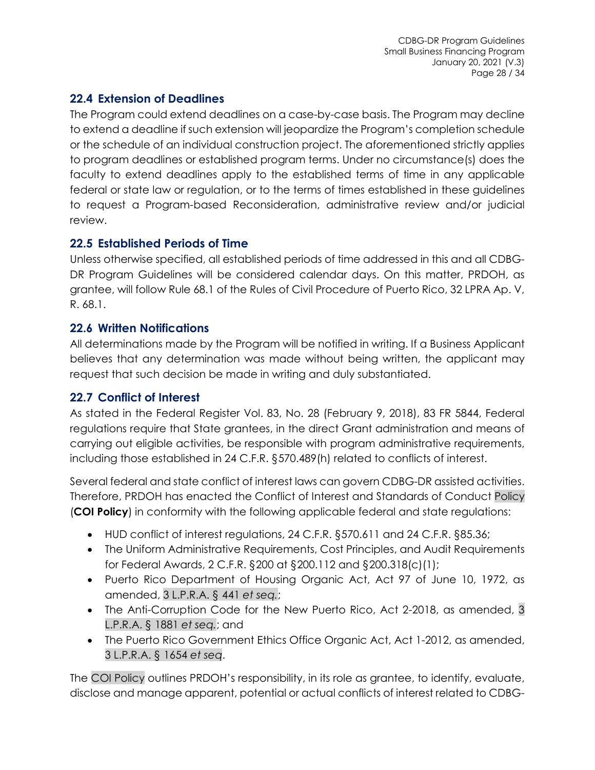## 22.4 Extension of Deadlines

The Program could extend deadlines on a case-by-case basis. The Program may decline to extend a deadline if such extension will jeopardize the Program's completion schedule or the schedule of an individual construction project. The aforementioned strictly applies to program deadlines or established program terms. Under no circumstance(s) does the faculty to extend deadlines apply to the established terms of time in any applicable federal or state law or regulation, or to the terms of times established in these guidelines to request a Program-based Reconsideration, administrative review and/or judicial review.

## 22.5 Established Periods of Time

Unless otherwise specified, all established periods of time addressed in this and all CDBG-DR Program Guidelines will be considered calendar days. On this matter, PRDOH, as grantee, will follow Rule 68.1 of the Rules of Civil Procedure of Puerto Rico, 32 LPRA Ap. V, R. 68.1.

## 22.6 Written Notifications

All determinations made by the Program will be notified in writing. If a Business Applicant believes that any determination was made without being written, the applicant may request that such decision be made in writing and duly substantiated.

## 22.7 Conflict of Interest

As stated in the Federal Register Vol. 83, No. 28 (February 9, 2018), 83 FR 5844, Federal regulations require that State grantees, in the direct Grant administration and means of carrying out eligible activities, be responsible with program administrative requirements, including those established in 24 C.F.R. §570.489(h) related to conflicts of interest.

Several federal and state conflict of interest laws can govern CDBG-DR assisted activities. Therefore, PRDOH has enacted the Conflict of Interest and Standards of Conduct Policy (**COI Policy**) in conformity with the following applicable federal and state regulations:

- HUD conflict of interest regulations, 24 C.F.R. §570.611 and 24 C.F.R. §85.36;
- The Uniform Administrative Requirements, Cost Principles, and Audit Requirements for Federal Awards, 2 C.F.R. §200 at §200.112 and §200.318(c)(1);
- Puerto Rico Department of Housing Organic Act, Act 97 of June 10, 1972, as amended, 3 L.P.R.A. § 441 *et seq.*;
- The Anti-Corruption Code for the New Puerto Rico, Act 2-2018, as amended, 3 L.P.R.A. § 1881 *et seq.*; and
- The Puerto Rico Government Ethics Office Organic Act, Act 1-2012, as amended, 3 L.P.R.A. § 1654 *et seq*.

The COI Policy outlines PRDOH's responsibility, in its role as grantee, to identify, evaluate, disclose and manage apparent, potential or actual conflicts of interest related to CDBG-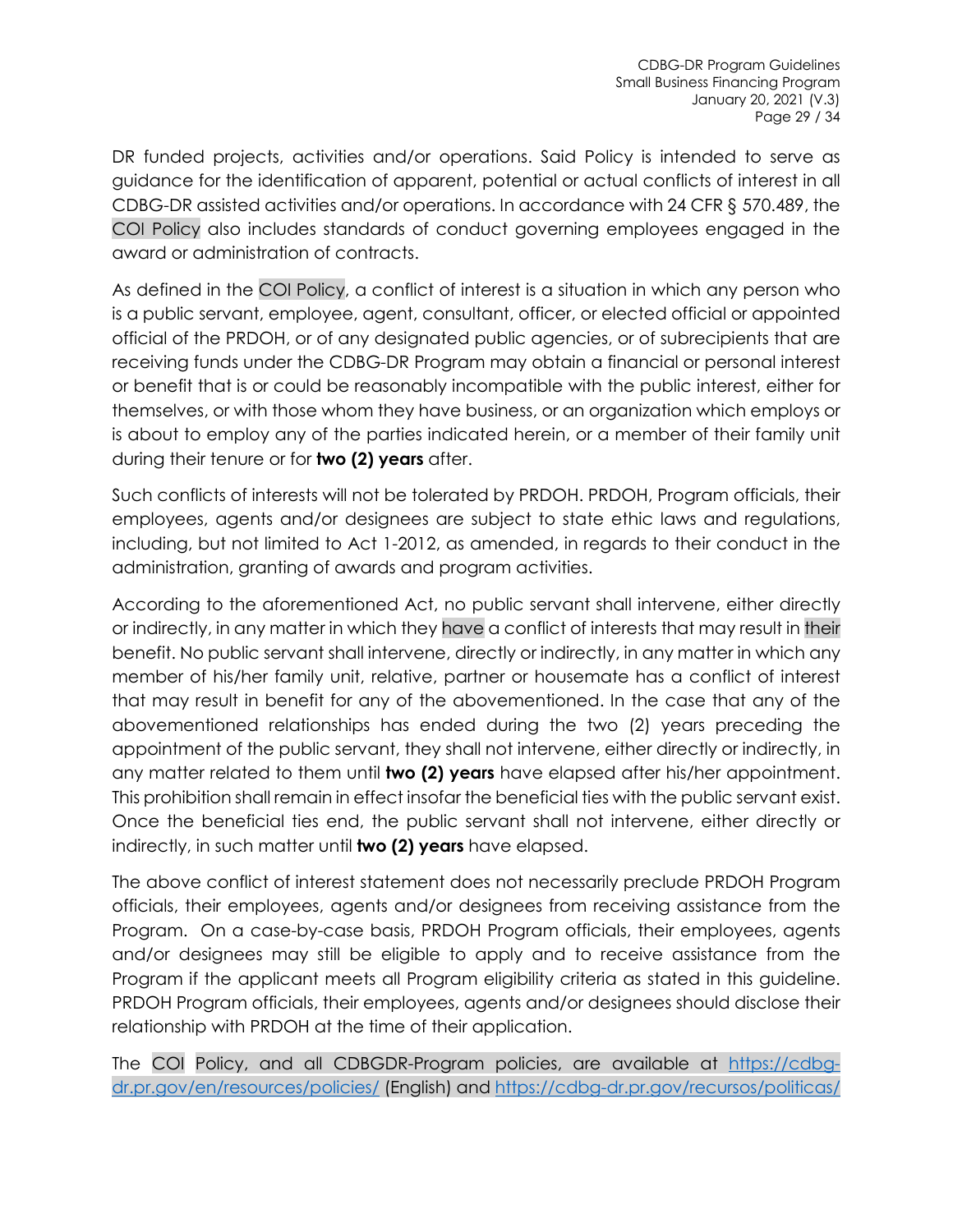DR funded projects, activities and/or operations. Said Policy is intended to serve as guidance for the identification of apparent, potential or actual conflicts of interest in all CDBG-DR assisted activities and/or operations. In accordance with 24 CFR § 570.489, the COI Policy also includes standards of conduct governing employees engaged in the award or administration of contracts.

As defined in the COI Policy, a conflict of interest is a situation in which any person who is a public servant, employee, agent, consultant, officer, or elected official or appointed official of the PRDOH, or of any designated public agencies, or of subrecipients that are receiving funds under the CDBG-DR Program may obtain a financial or personal interest or benefit that is or could be reasonably incompatible with the public interest, either for themselves, or with those whom they have business, or an organization which employs or is about to employ any of the parties indicated herein, or a member of their family unit during their tenure or for **two (2) years** after.

Such conflicts of interests will not be tolerated by PRDOH. PRDOH, Program officials, their employees, agents and/or designees are subject to state ethic laws and regulations, including, but not limited to Act 1-2012, as amended, in regards to their conduct in the administration, granting of awards and program activities.

According to the aforementioned Act, no public servant shall intervene, either directly or indirectly, in any matter in which they have a conflict of interests that may result in their benefit. No public servant shall intervene, directly or indirectly, in any matter in which any member of his/her family unit, relative, partner or housemate has a conflict of interest that may result in benefit for any of the abovementioned. In the case that any of the abovementioned relationships has ended during the two (2) years preceding the appointment of the public servant, they shall not intervene, either directly or indirectly, in any matter related to them until **two (2) years** have elapsed after his/her appointment. This prohibition shall remain in effect insofar the beneficial ties with the public servant exist. Once the beneficial ties end, the public servant shall not intervene, either directly or indirectly, in such matter until **two (2) years** have elapsed.

The above conflict of interest statement does not necessarily preclude PRDOH Program officials, their employees, agents and/or designees from receiving assistance from the Program. On a case-by-case basis, PRDOH Program officials, their employees, agents and/or designees may still be eligible to apply and to receive assistance from the Program if the applicant meets all Program eligibility criteria as stated in this guideline. PRDOH Program officials, their employees, agents and/or designees should disclose their relationship with PRDOH at the time of their application.

The COI Policy, and all CDBGDR-Program policies, are available at https://cdbg-dr.pr.gov/en/resources/policies/ (English) and https://cdbg-dr.pr.gov/recursos/politicas/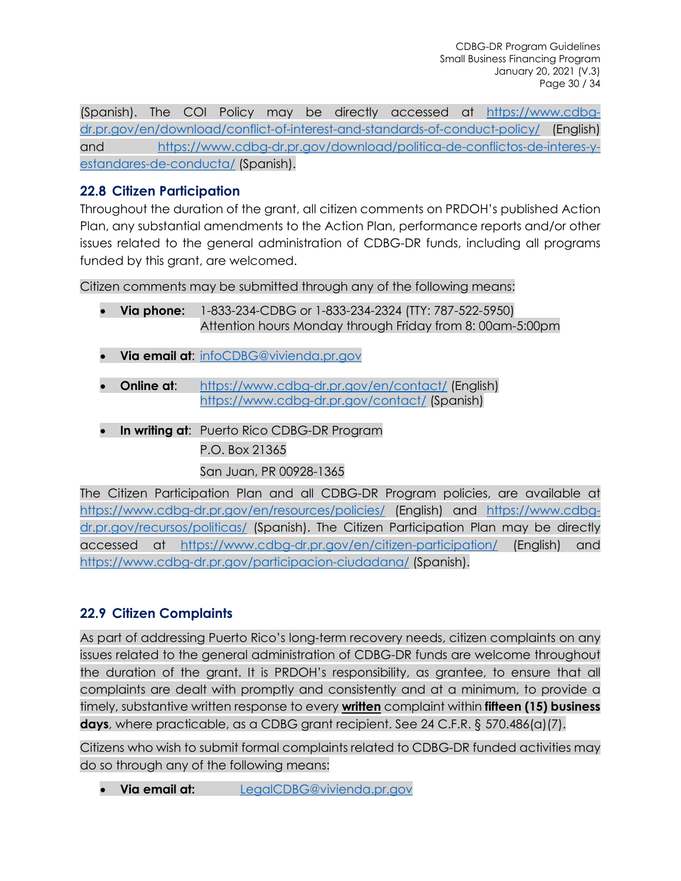(Spanish). The COI Policy may be directly accessed at https://www.cdbg-dr.pr.gov/en/download/conflict-of-interest-and-standards-of-conduct-policy/ (English) and https://www.cdbg-dr.pr.gov/download/politica-de-conflictos-de-interes-y-estandares-de-conducta/ (Spanish).

## 22.8 Citizen Participation

Throughout the duration of the grant, all citizen comments on PRDOH's published Action Plan, any substantial amendments to the Action Plan, performance reports and/or other issues related to the general administration of CDBG-DR funds, including all programs funded by this grant, are welcomed.

Citizen comments may be submitted through any of the following means:

- **Via phone:** 1-833-234-CDBG or 1-833-234-2324 (TTY: 787-522-5950)
  Attention hours Monday through Friday from 8: 00am-5:00pm
- **Via email at**: infoCDBG@vivienda.pr.gov
- **Online at**: https://www.cdbg-dr.pr.gov/en/contact/ (English)
  https://www.cdbg-dr.pr.gov/contact/ (Spanish)
- **In writing at**: Puerto Rico CDBG-DR Program
  P.O. Box 21365
  San Juan, PR 00928-1365

The Citizen Participation Plan and all CDBG-DR Program policies, are available at https://www.cdbg-dr.pr.gov/en/resources/policies/ (English) and https://www.cdbg-dr.pr.gov/recursos/politicas/ (Spanish). The Citizen Participation Plan may be directly accessed at https://www.cdbg-dr.pr.gov/en/citizen-participation/ (English) and https://www.cdbg-dr.pr.gov/participacion-ciudadana/ (Spanish).

## 22.9 Citizen Complaints

As part of addressing Puerto Rico's long-term recovery needs, citizen complaints on any issues related to the general administration of CDBG-DR funds are welcome throughout the duration of the grant. It is PRDOH's responsibility, as grantee, to ensure that all complaints are dealt with promptly and consistently and at a minimum, to provide a timely, substantive written response to every **written** complaint within **fifteen (15) business days**, where practicable, as a CDBG grant recipient. See 24 C.F.R. § 570.486(a)(7).

Citizens who wish to submit formal complaints related to CDBG-DR funded activities may do so through any of the following means:

- **Via email at:** LegalCDBG@vivienda.pr.gov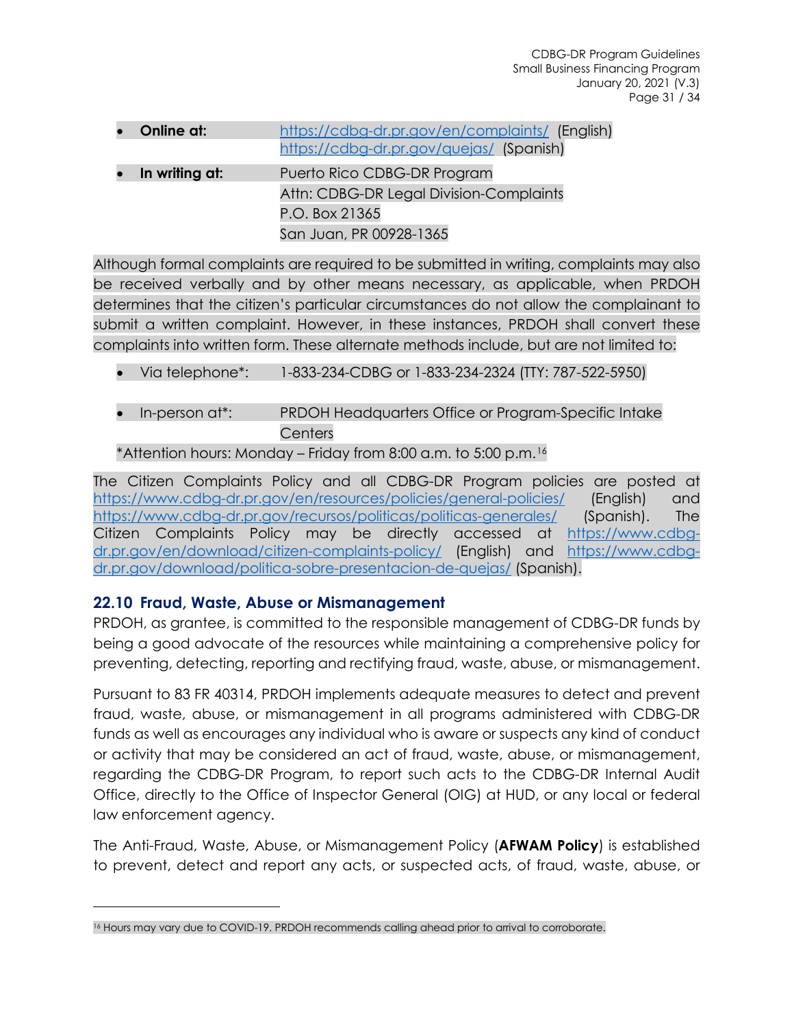- **Online at:** https://cdbg-dr.pr.gov/en/complaints/ (English)
  https://cdbg-dr.pr.gov/quejas/ (Spanish)
- **In writing at:** Puerto Rico CDBG-DR Program
  Attn: CDBG-DR Legal Division-Complaints
  P.O. Box 21365
  San Juan, PR 00928-1365

Although formal complaints are required to be submitted in writing, complaints may also be received verbally and by other means necessary, as applicable, when PRDOH determines that the citizen's particular circumstances do not allow the complainant to submit a written complaint. However, in these instances, PRDOH shall convert these complaints into written form. These alternate methods include, but are not limited to:

- Via telephone*: 1-833-234-CDBG or 1-833-234-2324 (TTY: 787-522-5950)
- In-person at*: PRDOH Headquarters Office or Program-Specific Intake Centers

*Attention hours: Monday – Friday from 8:00 a.m. to 5:00 p.m.[16]

The Citizen Complaints Policy and all CDBG-DR Program policies are posted at https://www.cdbg-dr.pr.gov/en/resources/policies/general-policies/ (English) and https://www.cdbg-dr.pr.gov/recursos/politicas/politicas-generales/ (Spanish). The Citizen Complaints Policy may be directly accessed at https://www.cdbg-dr.pr.gov/en/download/citizen-complaints-policy/ (English) and https://www.cdbg-dr.pr.gov/download/politica-sobre-presentacion-de-quejas/ (Spanish).

## 22.10 Fraud, Waste, Abuse or Mismanagement

PRDOH, as grantee, is committed to the responsible management of CDBG-DR funds by being a good advocate of the resources while maintaining a comprehensive policy for preventing, detecting, reporting and rectifying fraud, waste, abuse, or mismanagement.

Pursuant to 83 FR 40314, PRDOH implements adequate measures to detect and prevent fraud, waste, abuse, or mismanagement in all programs administered with CDBG-DR funds as well as encourages any individual who is aware or suspects any kind of conduct or activity that may be considered an act of fraud, waste, abuse, or mismanagement, regarding the CDBG-DR Program, to report such acts to the CDBG-DR Internal Audit Office, directly to the Office of Inspector General (OIG) at HUD, or any local or federal law enforcement agency.

The Anti-Fraud, Waste, Abuse, or Mismanagement Policy (**AFWAM Policy**) is established to prevent, detect and report any acts, or suspected acts, of fraud, waste, abuse, or

---

[16] Hours may vary due to COVID-19. PRDOH recommends calling ahead prior to arrival to corroborate.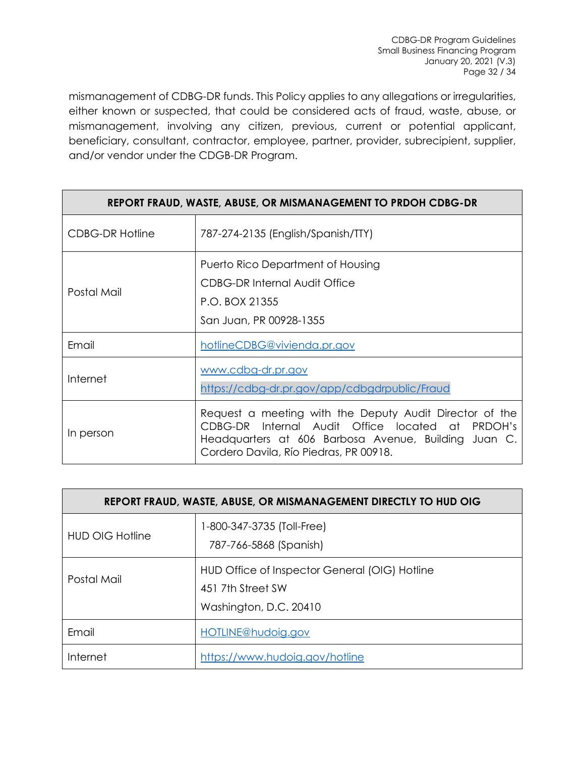mismanagement of CDBG-DR funds. This Policy applies to any allegations or irregularities, either known or suspected, that could be considered acts of fraud, waste, abuse, or mismanagement, involving any citizen, previous, current or potential applicant, beneficiary, consultant, contractor, employee, partner, provider, subrecipient, supplier, and/or vendor under the CDGB-DR Program.

| **REPORT FRAUD, WASTE, ABUSE, OR MISMANAGEMENT TO PRDOH CDBG-DR** | |
|---|---|
| CDBG-DR Hotline | 787-274-2135 (English/Spanish/TTY) |
| Postal Mail | Puerto Rico Department of Housing<br>CDBG-DR Internal Audit Office<br>P.O. BOX 21355<br>San Juan, PR 00928-1355 |
| Email | hotlineCDBG@vivienda.pr.gov |
| Internet | www.cdbg-dr.pr.gov<br>https://cdbg-dr.pr.gov/app/cdbgdrpublic/Fraud |
| In person | Request a meeting with the Deputy Audit Director of the CDBG-DR Internal Audit Office located at PRDOH's Headquarters at 606 Barbosa Avenue, Building Juan C. Cordero Davila, Río Piedras, PR 00918. |

| **REPORT FRAUD, WASTE, ABUSE, OR MISMANAGEMENT DIRECTLY TO HUD OIG** | |
|---|---|
| HUD OIG Hotline | 1-800-347-3735 (Toll-Free)<br>787-766-5868 (Spanish) |
| Postal Mail | HUD Office of Inspector General (OIG) Hotline<br>451 7th Street SW<br>Washington, D.C. 20410 |
| Email | HOTLINE@hudoig.gov |
| Internet | https://www.hudoig.gov/hotline |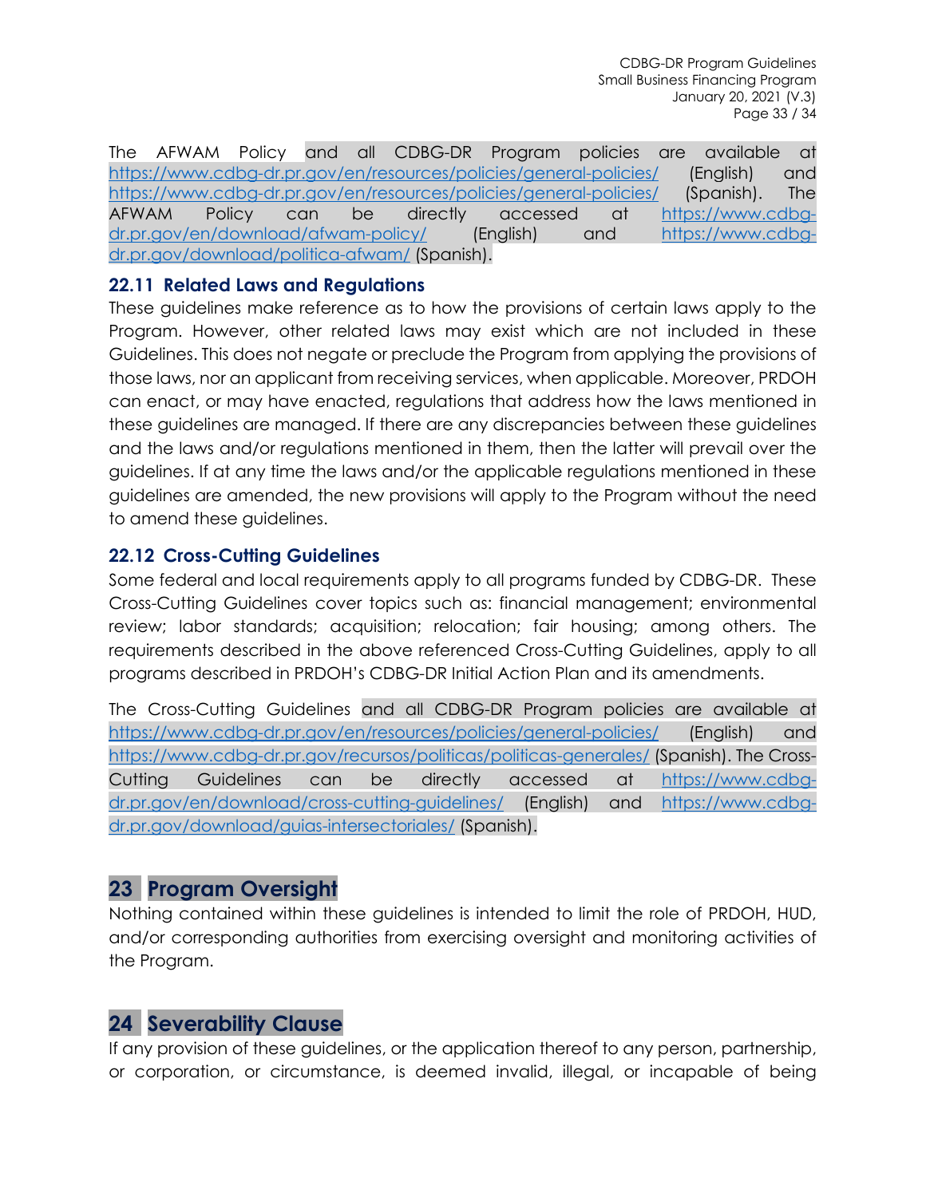The AFWAM Policy and all CDBG-DR Program policies are available at https://www.cdbg-dr.pr.gov/en/resources/policies/general-policies/ (English) and https://www.cdbg-dr.pr.gov/en/resources/policies/general-policies/ (Spanish). The AFWAM Policy can be directly accessed at https://www.cdbg-dr.pr.gov/en/download/afwam-policy/ (English) and https://www.cdbg-dr.pr.gov/download/politica-afwam/ (Spanish).

### 22.11 Related Laws and Regulations

These guidelines make reference as to how the provisions of certain laws apply to the Program. However, other related laws may exist which are not included in these Guidelines. This does not negate or preclude the Program from applying the provisions of those laws, nor an applicant from receiving services, when applicable. Moreover, PRDOH can enact, or may have enacted, regulations that address how the laws mentioned in these guidelines are managed. If there are any discrepancies between these guidelines and the laws and/or regulations mentioned in them, then the latter will prevail over the guidelines. If at any time the laws and/or the applicable regulations mentioned in these guidelines are amended, the new provisions will apply to the Program without the need to amend these guidelines.

### 22.12 Cross-Cutting Guidelines

Some federal and local requirements apply to all programs funded by CDBG-DR. These Cross-Cutting Guidelines cover topics such as: financial management; environmental review; labor standards; acquisition; relocation; fair housing; among others. The requirements described in the above referenced Cross-Cutting Guidelines, apply to all programs described in PRDOH's CDBG-DR Initial Action Plan and its amendments.

The Cross-Cutting Guidelines and all CDBG-DR Program policies are available at https://www.cdbg-dr.pr.gov/en/resources/policies/general-policies/ (English) and https://www.cdbg-dr.pr.gov/recursos/politicas/politicas-generales/ (Spanish). The Cross-Cutting Guidelines can be directly accessed at https://www.cdbg-dr.pr.gov/en/download/cross-cutting-guidelines/ (English) and https://www.cdbg-dr.pr.gov/download/guias-intersectoriales/ (Spanish).

## 23 Program Oversight

Nothing contained within these guidelines is intended to limit the role of PRDOH, HUD, and/or corresponding authorities from exercising oversight and monitoring activities of the Program.

## 24 Severability Clause

If any provision of these guidelines, or the application thereof to any person, partnership, or corporation, or circumstance, is deemed invalid, illegal, or incapable of being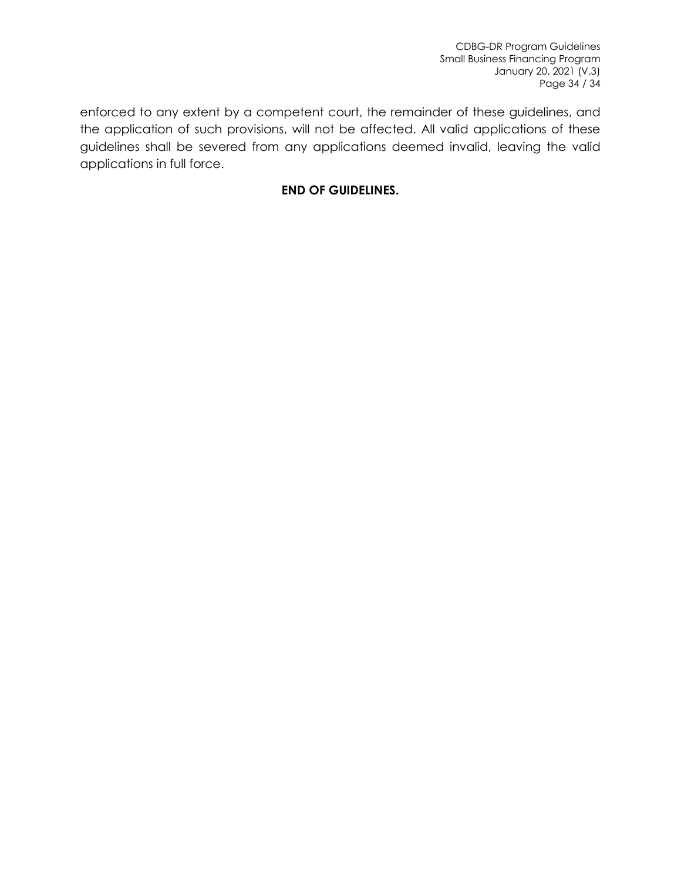enforced to any extent by a competent court, the remainder of these guidelines, and the application of such provisions, will not be affected. All valid applications of these guidelines shall be severed from any applications deemed invalid, leaving the valid applications in full force.

**END OF GUIDELINES.**